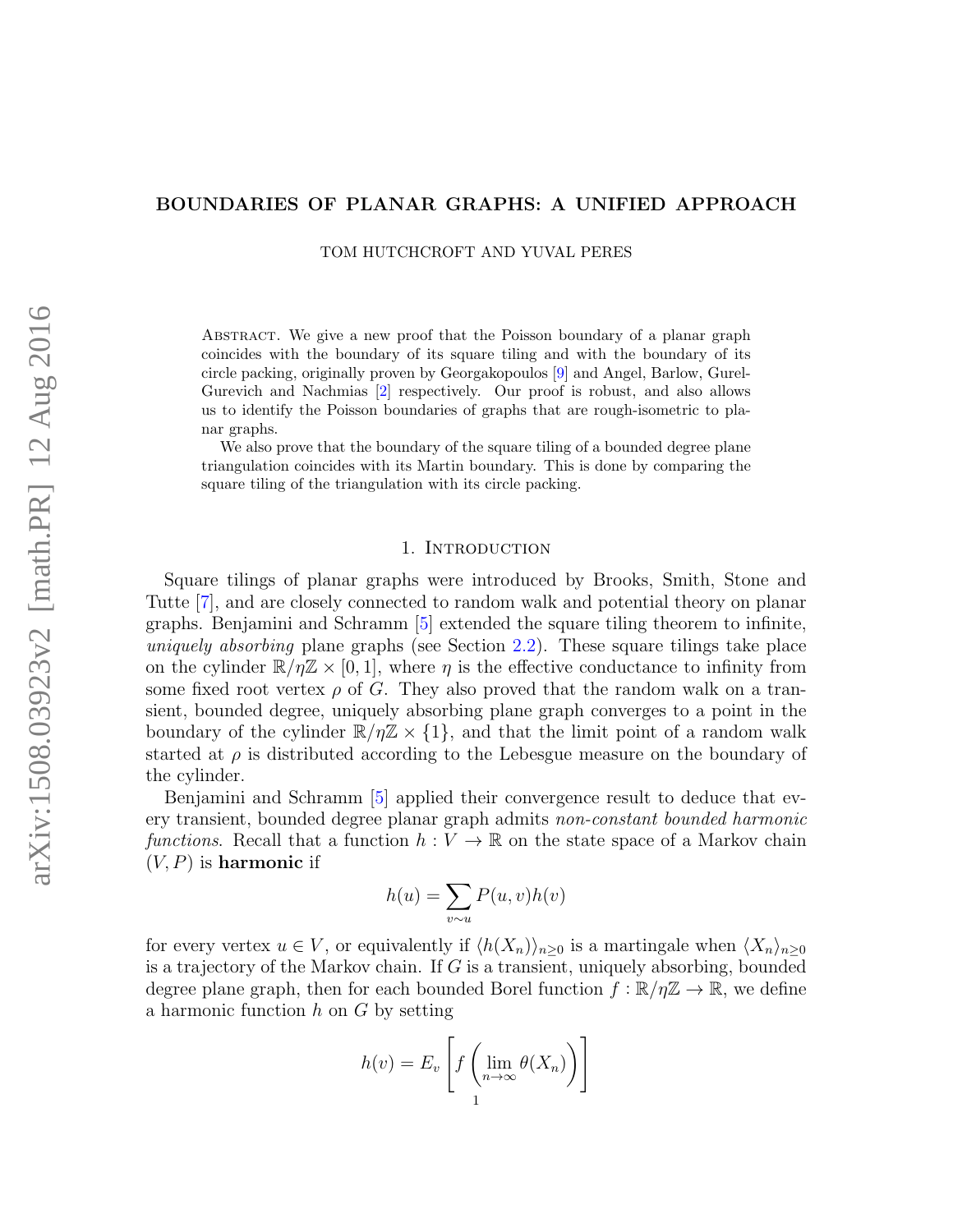# BOUNDARIES OF PLANAR GRAPHS: A UNIFIED APPROACH

TOM HUTCHCROFT AND YUVAL PERES

Abstract. We give a new proof that the Poisson boundary of a planar graph coincides with the boundary of its square tiling and with the boundary of its circle packing, originally proven by Georgakopoulos [9] and Angel, Barlow, Gurel-Gurevich and Nachmias [2] respectively. Our proof is robust, and also allows us to identify the Poisson boundaries of graphs that are rough-isometric to planar graphs.

We also prove that the boundary of the square tiling of a bounded degree plane triangulation coincides with its Martin boundary. This is done by comparing the square tiling of the triangulation with its circle packing.

## 1. Introduction

Square tilings of planar graphs were introduced by Brooks, Smith, Stone and Tutte [7], and are closely connected to random walk and potential theory on planar graphs. Benjamini and Schramm [5] extended the square tiling theorem to infinite, *uniquely absorbing* plane graphs (see Section 2.2). These square tilings take place on the cylinder $\mathbb{R}/\eta\mathbb{Z} \times [0, 1]$, where $\eta$ is the effective conductance to infinity from some fixed root vertex $\rho$ of $G$. They also proved that the random walk on a transient, bounded degree, uniquely absorbing plane graph converges to a point in the boundary of the cylinder $\mathbb{R}/\eta\mathbb{Z} \times \{1\}$, and that the limit point of a random walk started at $\rho$ is distributed according to the Lebesgue measure on the boundary of the cylinder.

Benjamini and Schramm [5] applied their convergence result to deduce that every transient, bounded degree planar graph admits *non-constant bounded harmonic functions*. Recall that a function $h : V \to \mathbb{R}$ on the state space of a Markov chain $(V, P)$ is **harmonic** if

$$h(u) = \sum_{v \sim u} P(u, v)h(v)$$

for every vertex $u \in V$, or equivalently if $\langle h(X_n)\rangle_{n\geq 0}$ is a martingale when $\langle X_n\rangle_{n\geq 0}$ is a trajectory of the Markov chain. If $G$ is a transient, uniquely absorbing, bounded degree plane graph, then for each bounded Borel function $f : \mathbb{R}/\eta\mathbb{Z} \to \mathbb{R}$, we define a harmonic function $h$ on $G$ by setting

$$h(v) = E_v\left[f\left(\lim_{n\to\infty} \theta(X_n)\right)\right]$$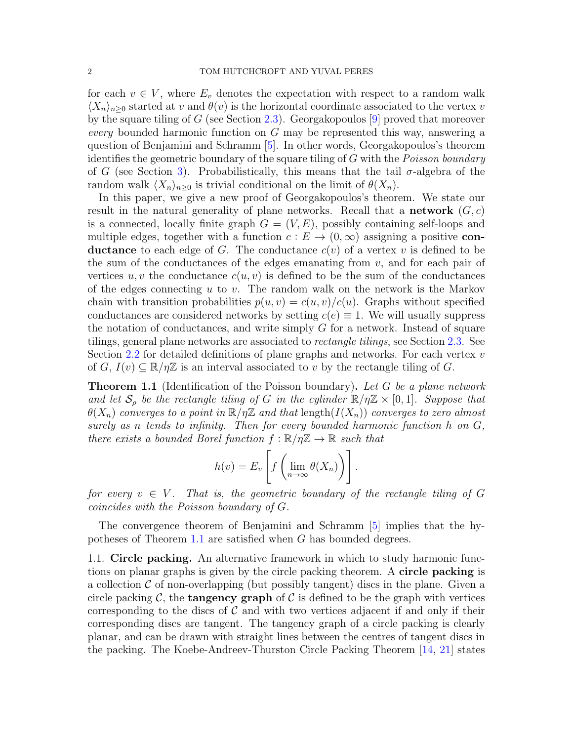for each $v \in V$, where $E_v$ denotes the expectation with respect to a random walk $\langle X_n \rangle_{n \geq 0}$ started at $v$ and $\theta(v)$ is the horizontal coordinate associated to the vertex $v$ by the square tiling of $G$ (see Section 2.3). Georgakopoulos [9] proved that moreover *every* bounded harmonic function on $G$ may be represented this way, answering a question of Benjamini and Schramm [5]. In other words, Georgakopoulos's theorem identifies the geometric boundary of the square tiling of $G$ with the *Poisson boundary* of $G$ (see Section 3). Probabilistically, this means that the tail $\sigma$-algebra of the random walk $\langle X_n \rangle_{n \geq 0}$ is trivial conditional on the limit of $\theta(X_n)$.

In this paper, we give a new proof of Georgakopoulos's theorem. We state our result in the natural generality of plane networks. Recall that a **network** $(G, c)$ is a connected, locally finite graph $G = (V, E)$, possibly containing self-loops and multiple edges, together with a function $c : E \to (0, \infty)$ assigning a positive **conductance** to each edge of $G$. The conductance $c(v)$ of a vertex $v$ is defined to be the sum of the conductances of the edges emanating from $v$, and for each pair of vertices $u, v$ the conductance $c(u, v)$ is defined to be the sum of the conductances of the edges connecting $u$ to $v$. The random walk on the network is the Markov chain with transition probabilities $p(u, v) = c(u, v)/c(u)$. Graphs without specified conductances are considered networks by setting $c(e) \equiv 1$. We will usually suppress the notation of conductances, and write simply $G$ for a network. Instead of square tilings, general plane networks are associated to *rectangle tilings*, see Section 2.3. See Section 2.2 for detailed definitions of plane graphs and networks. For each vertex $v$ of $G$, $I(v) \subseteq \mathbb{R}/\eta\mathbb{Z}$ is an interval associated to $v$ by the rectangle tiling of $G$.

**Theorem 1.1** (Identification of the Poisson boundary)**.** *Let $G$ be a plane network and let $\mathcal{S}_\rho$ be the rectangle tiling of $G$ in the cylinder $\mathbb{R}/\eta\mathbb{Z} \times [0, 1]$. Suppose that $\theta(X_n)$ converges to a point in $\mathbb{R}/\eta\mathbb{Z}$ and that $\mathrm{length}(I(X_n))$ converges to zero almost surely as $n$ tends to infinity. Then for every bounded harmonic function $h$ on $G$, there exists a bounded Borel function $f : \mathbb{R}/\eta\mathbb{Z} \to \mathbb{R}$ such that*

$$h(v) = E_v \left[ f \left( \lim_{n \to \infty} \theta(X_n) \right) \right].$$

*for every $v \in V$. That is, the geometric boundary of the rectangle tiling of $G$ coincides with the Poisson boundary of $G$.*

The convergence theorem of Benjamini and Schramm [5] implies that the hypotheses of Theorem 1.1 are satisfied when $G$ has bounded degrees.

### 1.1. Circle packing.

An alternative framework in which to study harmonic functions on planar graphs is given by the circle packing theorem. A **circle packing** is a collection $\mathcal{C}$ of non-overlapping (but possibly tangent) discs in the plane. Given a circle packing $\mathcal{C}$, the **tangency graph** of $\mathcal{C}$ is defined to be the graph with vertices corresponding to the discs of $\mathcal{C}$ and with two vertices adjacent if and only if their corresponding discs are tangent. The tangency graph of a circle packing is clearly planar, and can be drawn with straight lines between the centres of tangent discs in the packing. The Koebe-Andreev-Thurston Circle Packing Theorem [14, 21] states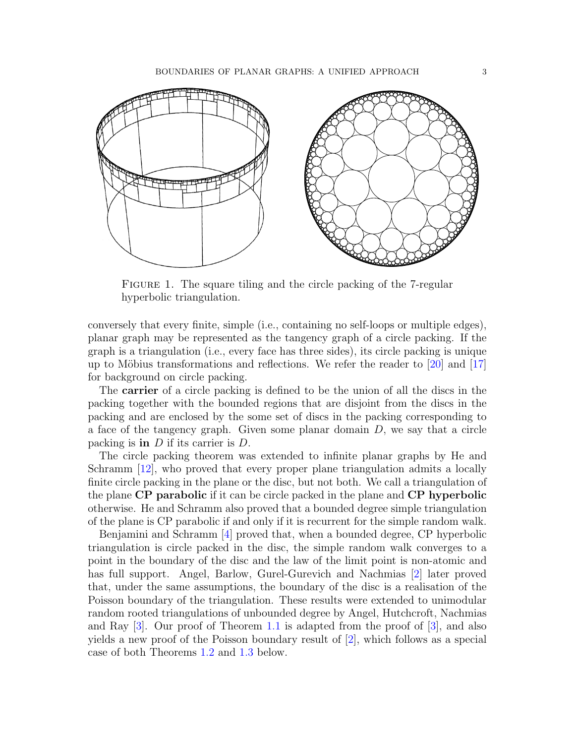FIGURE 1. The square tiling and the circle packing of the 7-regular hyperbolic triangulation.

conversely that every finite, simple (i.e., containing no self-loops or multiple edges), planar graph may be represented as the tangency graph of a circle packing. If the graph is a triangulation (i.e., every face has three sides), its circle packing is unique up to Möbius transformations and reflections. We refer the reader to [20] and [17] for background on circle packing.

The **carrier** of a circle packing is defined to be the union of all the discs in the packing together with the bounded regions that are disjoint from the discs in the packing and are enclosed by the some set of discs in the packing corresponding to a face of the tangency graph. Given some planar domain $D$, we say that a circle packing is **in** $D$ if its carrier is $D$.

The circle packing theorem was extended to infinite planar graphs by He and Schramm [12], who proved that every proper plane triangulation admits a locally finite circle packing in the plane or the disc, but not both. We call a triangulation of the plane **CP parabolic** if it can be circle packed in the plane and **CP hyperbolic** otherwise. He and Schramm also proved that a bounded degree simple triangulation of the plane is CP parabolic if and only if it is recurrent for the simple random walk.

Benjamini and Schramm [4] proved that, when a bounded degree, CP hyperbolic triangulation is circle packed in the disc, the simple random walk converges to a point in the boundary of the disc and the law of the limit point is non-atomic and has full support. Angel, Barlow, Gurel-Gurevich and Nachmias [2] later proved that, under the same assumptions, the boundary of the disc is a realisation of the Poisson boundary of the triangulation. These results were extended to unimodular random rooted triangulations of unbounded degree by Angel, Hutchcroft, Nachmias and Ray [3]. Our proof of Theorem 1.1 is adapted from the proof of [3], and also yields a new proof of the Poisson boundary result of [2], which follows as a special case of both Theorems 1.2 and 1.3 below.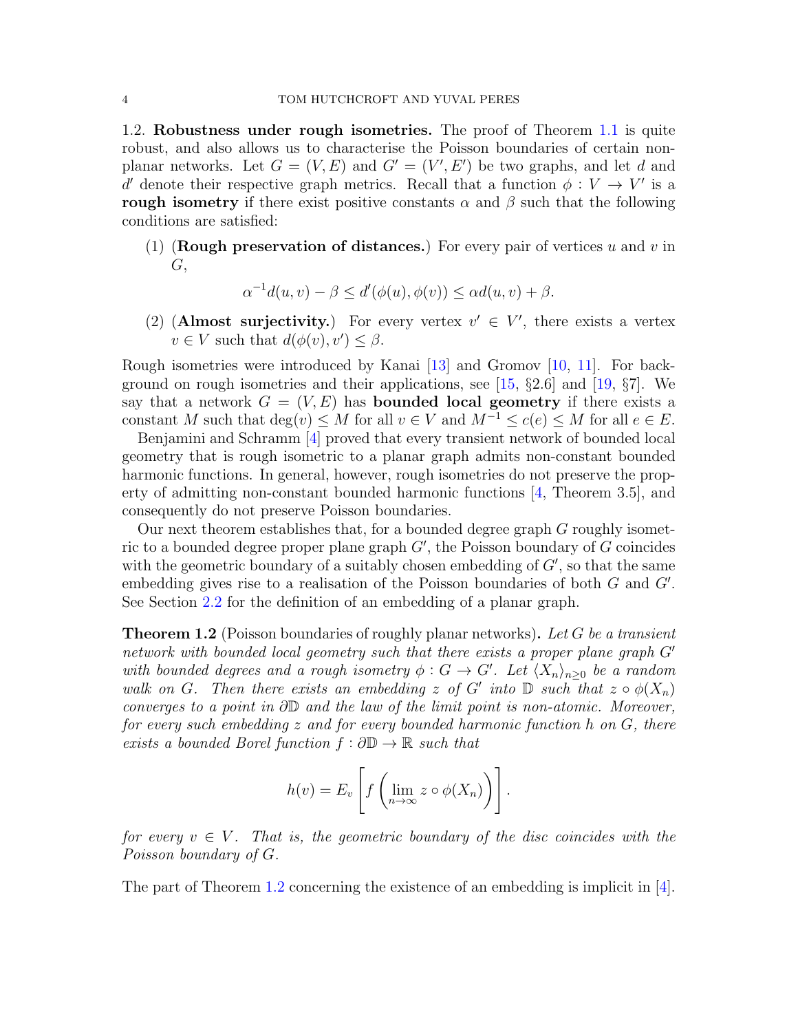### 1.2. Robustness under rough isometries.

The proof of Theorem 1.1 is quite robust, and also allows us to characterise the Poisson boundaries of certain non-planar networks. Let $G = (V, E)$ and $G' = (V', E')$ be two graphs, and let $d$ and $d'$ denote their respective graph metrics. Recall that a function $\phi : V \to V'$ is a **rough isometry** if there exist positive constants $\alpha$ and $\beta$ such that the following conditions are satisfied:

(1) (**Rough preservation of distances.**) For every pair of vertices $u$ and $v$ in $G$,

$$\alpha^{-1}d(u, v) - \beta \le d'(\phi(u), \phi(v)) \le \alpha d(u, v) + \beta.$$

(2) (**Almost surjectivity.**) For every vertex $v' \in V'$, there exists a vertex $v \in V$ such that $d(\phi(v), v') \le \beta$.

Rough isometries were introduced by Kanai [13] and Gromov [10, 11]. For background on rough isometries and their applications, see [15, §2.6] and [19, §7]. We say that a network $G = (V, E)$ has **bounded local geometry** if there exists a constant $M$ such that $\deg(v) \le M$ for all $v \in V$ and $M^{-1} \le c(e) \le M$ for all $e \in E$.

Benjamini and Schramm [4] proved that every transient network of bounded local geometry that is rough isometric to a planar graph admits non-constant bounded harmonic functions. In general, however, rough isometries do not preserve the property of admitting non-constant bounded harmonic functions [4, Theorem 3.5], and consequently do not preserve Poisson boundaries.

Our next theorem establishes that, for a bounded degree graph $G$ roughly isometric to a bounded degree proper plane graph $G'$, the Poisson boundary of $G$ coincides with the geometric boundary of a suitably chosen embedding of $G'$, so that the same embedding gives rise to a realisation of the Poisson boundaries of both $G$ and $G'$. See Section 2.2 for the definition of an embedding of a planar graph.

**Theorem 1.2** (Poisson boundaries of roughly planar networks)**.** *Let $G$ be a transient network with bounded local geometry such that there exists a proper plane graph $G'$ with bounded degrees and a rough isometry $\phi : G \to G'$. Let $\langle X_n \rangle_{n \ge 0}$ be a random walk on $G$. Then there exists an embedding $z$ of $G'$ into $\mathbb{D}$ such that $z \circ \phi(X_n)$ converges to a point in $\partial\mathbb{D}$ and the law of the limit point is non-atomic. Moreover, for every such embedding $z$ and for every bounded harmonic function $h$ on $G$, there exists a bounded Borel function $f : \partial\mathbb{D} \to \mathbb{R}$ such that*

$$h(v) = E_v\left[f\left(\lim_{n\to\infty} z \circ \phi(X_n)\right)\right].$$

*for every $v \in V$. That is, the geometric boundary of the disc coincides with the Poisson boundary of $G$.*

The part of Theorem 1.2 concerning the existence of an embedding is implicit in [4].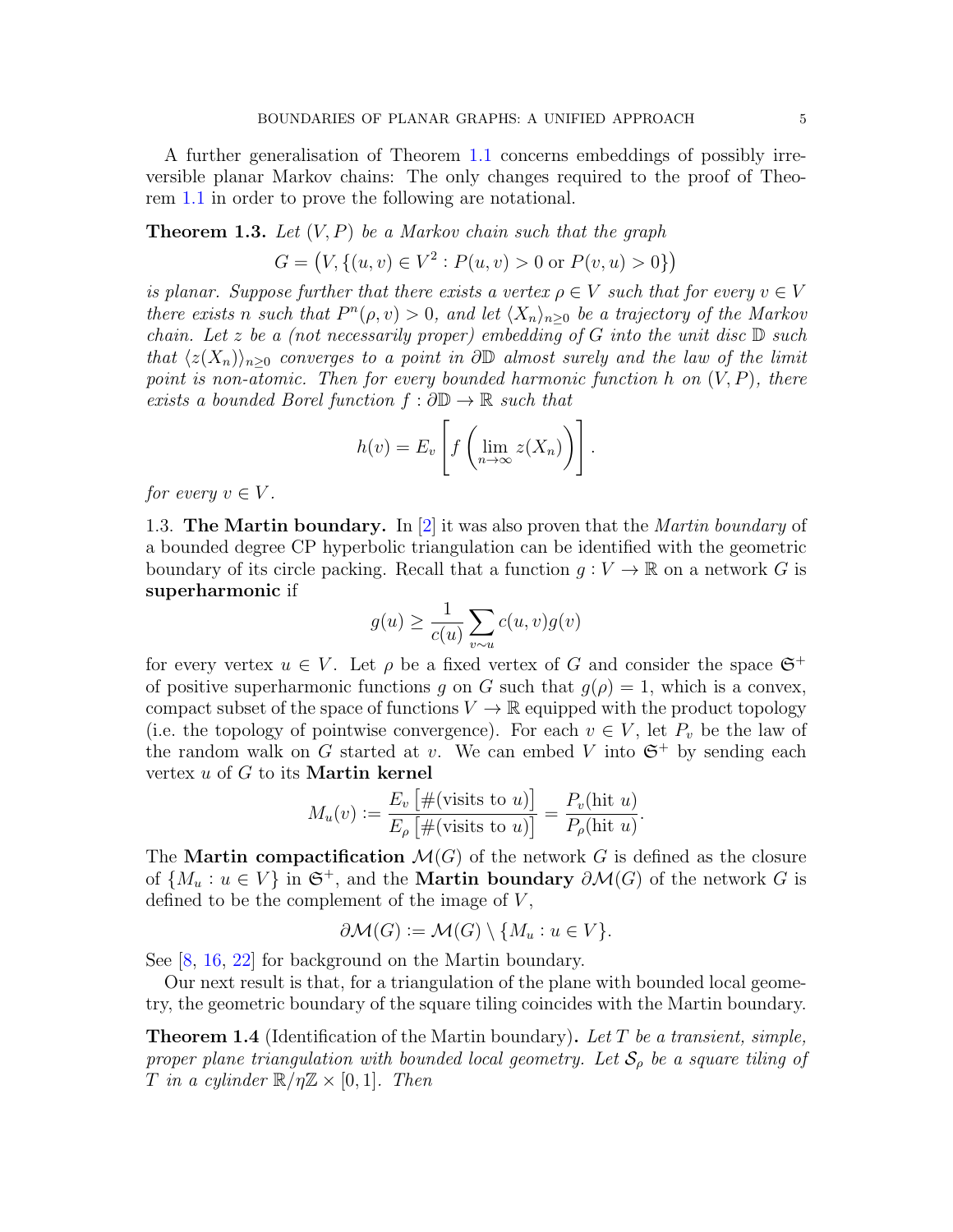A further generalisation of Theorem 1.1 concerns embeddings of possibly irreversible planar Markov chains: The only changes required to the proof of Theorem 1.1 in order to prove the following are notational.

**Theorem 1.3.** *Let $(V,P)$ be a Markov chain such that the graph*

$$G = \big(V, \{(u,v) \in V^2 : P(u,v) > 0 \text{ or } P(v,u) > 0\}\big)$$

*is planar. Suppose further that there exists a vertex $\rho \in V$ such that for every $v \in V$ there exists $n$ such that $P^n(\rho, v) > 0$, and let $\langle X_n \rangle_{n \geq 0}$ be a trajectory of the Markov chain. Let $z$ be a (not necessarily proper) embedding of $G$ into the unit disc $\mathbb{D}$ such that $\langle z(X_n) \rangle_{n\geq 0}$ converges to a point in $\partial \mathbb{D}$ almost surely and the law of the limit point is non-atomic. Then for every bounded harmonic function $h$ on $(V,P)$, there exists a bounded Borel function $f : \partial\mathbb{D} \to \mathbb{R}$ such that*

$$h(v) = E_v\left[ f\left( \lim_{n\to\infty} z(X_n)\right)\right].$$

*for every $v \in V$.*

1.3. **The Martin boundary.** In [2] it was also proven that the *Martin boundary* of a bounded degree CP hyperbolic triangulation can be identified with the geometric boundary of its circle packing. Recall that a function $g : V \to \mathbb{R}$ on a network $G$ is **superharmonic** if

$$g(u) \geq \frac{1}{c(u)} \sum_{v \sim u} c(u,v) g(v)$$

for every vertex $u \in V$. Let $\rho$ be a fixed vertex of $G$ and consider the space $\mathfrak{S}^+$ of positive superharmonic functions $g$ on $G$ such that $g(\rho) = 1$, which is a convex, compact subset of the space of functions $V \to \mathbb{R}$ equipped with the product topology (i.e. the topology of pointwise convergence). For each $v \in V$, let $P_v$ be the law of the random walk on $G$ started at $v$. We can embed $V$ into $\mathfrak{S}^+$ by sending each vertex $u$ of $G$ to its **Martin kernel**

$$M_u(v) := \frac{E_v\left[\#(\text{visits to } u)\right]}{E_\rho\left[\#(\text{visits to } u)\right]} = \frac{P_v(\text{hit } u)}{P_\rho(\text{hit } u)}.$$

The **Martin compactification** $\mathcal{M}(G)$ of the network $G$ is defined as the closure of $\{M_u : u \in V\}$ in $\mathfrak{S}^+$, and the **Martin boundary** $\partial\mathcal{M}(G)$ of the network $G$ is defined to be the complement of the image of $V$,

$$\partial\mathcal{M}(G) := \mathcal{M}(G) \setminus \{M_u : u \in V\}.$$

See [8, 16, 22] for background on the Martin boundary.

Our next result is that, for a triangulation of the plane with bounded local geometry, the geometric boundary of the square tiling coincides with the Martin boundary.

**Theorem 1.4** (Identification of the Martin boundary)**.** *Let $T$ be a transient, simple, proper plane triangulation with bounded local geometry. Let $\mathcal{S}_\rho$ be a square tiling of $T$ in a cylinder $\mathbb{R}/\eta\mathbb{Z} \times [0,1]$. Then*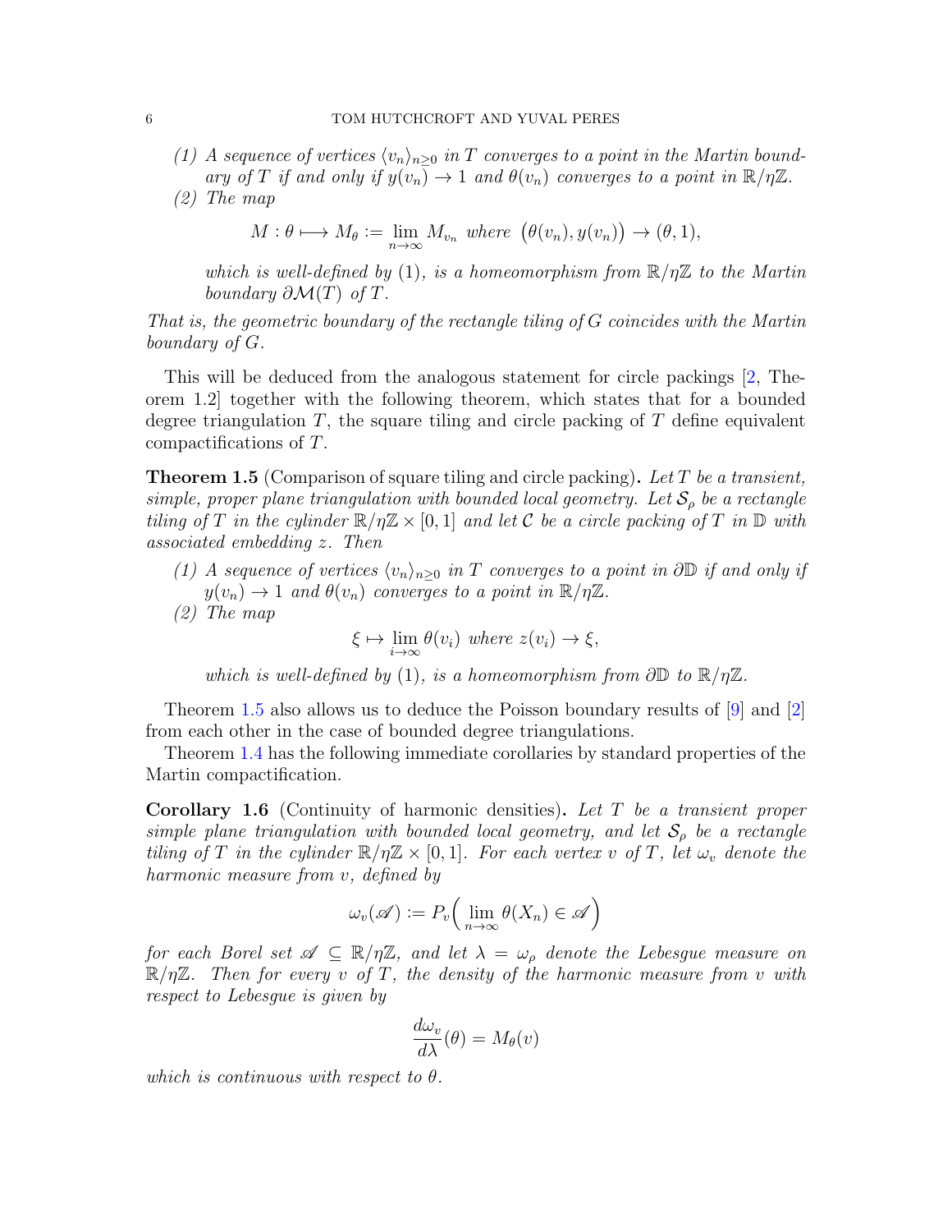*(1) A sequence of vertices $\langle v_n \rangle_{n\geq 0}$ in $T$ converges to a point in the Martin boundary of $T$ if and only if $y(v_n) \to 1$ and $\theta(v_n)$ converges to a point in $\mathbb{R}/\eta\mathbb{Z}$.*

*(2) The map*

$$M : \theta \longmapsto M_\theta := \lim_{n\to\infty} M_{v_n} \text{ where } \big(\theta(v_n), y(v_n)\big) \to (\theta, 1),$$

*which is well-defined by (1), is a homeomorphism from $\mathbb{R}/\eta\mathbb{Z}$ to the Martin boundary $\partial\mathcal{M}(T)$ of $T$.*

*That is, the geometric boundary of the rectangle tiling of $G$ coincides with the Martin boundary of $G$.*

This will be deduced from the analogous statement for circle packings [2, Theorem 1.2] together with the following theorem, which states that for a bounded degree triangulation $T$, the square tiling and circle packing of $T$ define equivalent compactifications of $T$.

**Theorem 1.5** (Comparison of square tiling and circle packing)**.** *Let $T$ be a transient, simple, proper plane triangulation with bounded local geometry. Let $\mathcal{S}_\rho$ be a rectangle tiling of $T$ in the cylinder $\mathbb{R}/\eta\mathbb{Z} \times [0,1]$ and let $\mathcal{C}$ be a circle packing of $T$ in $\mathbb{D}$ with associated embedding $z$. Then*

*(1) A sequence of vertices $\langle v_n \rangle_{n\geq 0}$ in $T$ converges to a point in $\partial\mathbb{D}$ if and only if $y(v_n) \to 1$ and $\theta(v_n)$ converges to a point in $\mathbb{R}/\eta\mathbb{Z}$.*

*(2) The map*

$$\xi \mapsto \lim_{i\to\infty} \theta(v_i) \text{ where } z(v_i) \to \xi,$$

*which is well-defined by (1), is a homeomorphism from $\partial\mathbb{D}$ to $\mathbb{R}/\eta\mathbb{Z}$.*

Theorem 1.5 also allows us to deduce the Poisson boundary results of [9] and [2] from each other in the case of bounded degree triangulations.

Theorem 1.4 has the following immediate corollaries by standard properties of the Martin compactification.

**Corollary 1.6** (Continuity of harmonic densities)**.** *Let $T$ be a transient proper simple plane triangulation with bounded local geometry, and let $\mathcal{S}_\rho$ be a rectangle tiling of $T$ in the cylinder $\mathbb{R}/\eta\mathbb{Z} \times [0,1]$. For each vertex $v$ of $T$, let $\omega_v$ denote the harmonic measure from $v$, defined by*

$$\omega_v(\mathscr{A}) := P_v\Big(\lim_{n\to\infty} \theta(X_n) \in \mathscr{A}\Big)$$

*for each Borel set $\mathscr{A} \subseteq \mathbb{R}/\eta\mathbb{Z}$, and let $\lambda = \omega_\rho$ denote the Lebesgue measure on $\mathbb{R}/\eta\mathbb{Z}$. Then for every $v$ of $T$, the density of the harmonic measure from $v$ with respect to Lebesgue is given by*

$$\frac{d\omega_v}{d\lambda}(\theta) = M_\theta(v)$$

*which is continuous with respect to $\theta$.*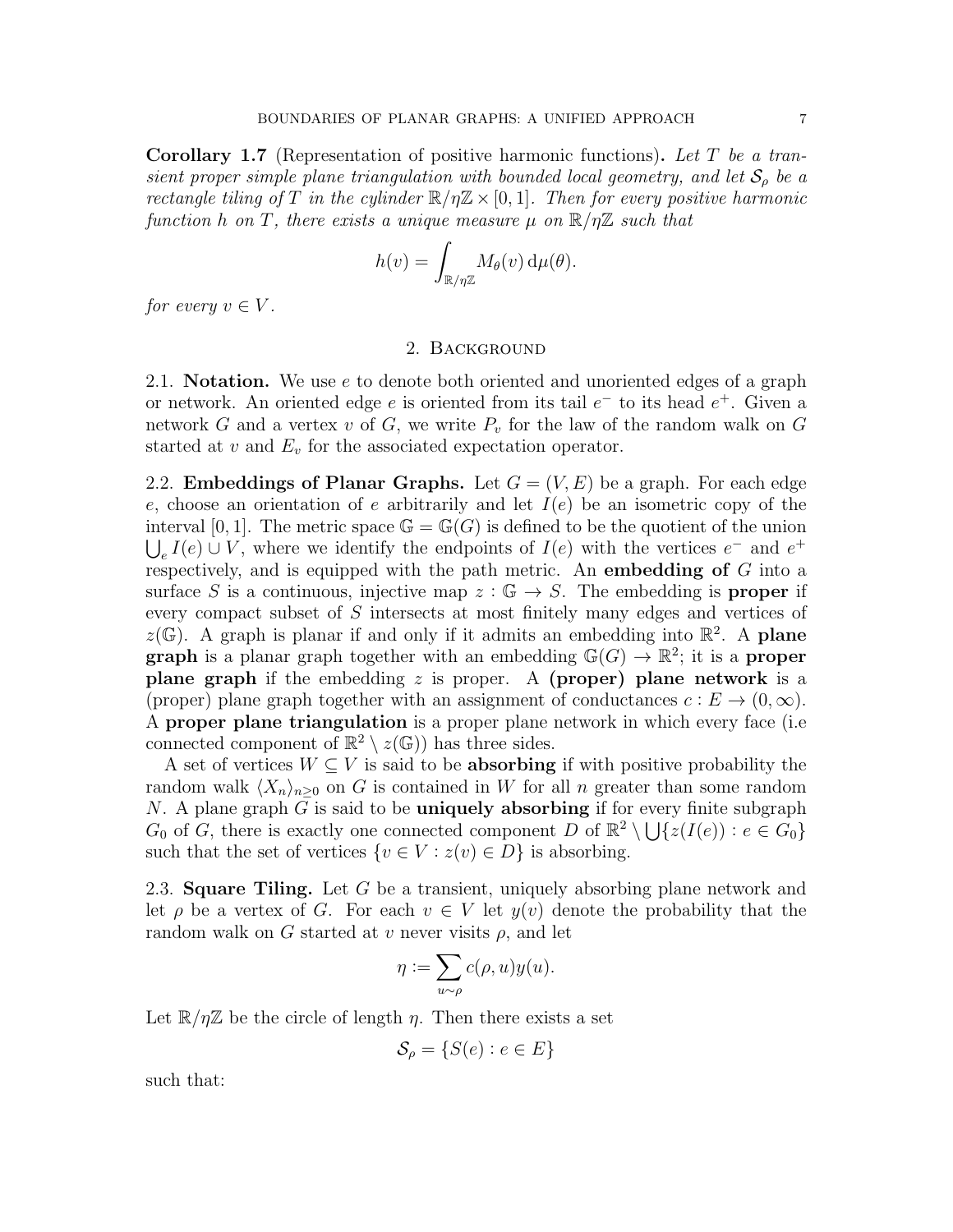**Corollary 1.7** (Representation of positive harmonic functions)**.** *Let $T$ be a transient proper simple plane triangulation with bounded local geometry, and let $\mathcal{S}_\rho$ be a rectangle tiling of $T$ in the cylinder $\mathbb{R}/\eta\mathbb{Z} \times [0,1]$. Then for every positive harmonic function $h$ on $T$, there exists a unique measure $\mu$ on $\mathbb{R}/\eta\mathbb{Z}$ such that*

$$h(v) = \int_{\mathbb{R}/\eta\mathbb{Z}} M_\theta(v)\,\mathrm{d}\mu(\theta).$$

*for every $v \in V$.*

## 2. Background

**2.1. Notation.** We use $e$ to denote both oriented and unoriented edges of a graph or network. An oriented edge $e$ is oriented from its tail $e^-$ to its head $e^+$. Given a network $G$ and a vertex $v$ of $G$, we write $P_v$ for the law of the random walk on $G$ started at $v$ and $E_v$ for the associated expectation operator.

**2.2. Embeddings of Planar Graphs.** Let $G = (V, E)$ be a graph. For each edge $e$, choose an orientation of $e$ arbitrarily and let $I(e)$ be an isometric copy of the interval $[0,1]$. The metric space $\mathbb{G} = \mathbb{G}(G)$ is defined to be the quotient of the union $\bigcup_e I(e) \cup V$, where we identify the endpoints of $I(e)$ with the vertices $e^-$ and $e^+$ respectively, and is equipped with the path metric. An **embedding of** $G$ into a surface $S$ is a continuous, injective map $z : \mathbb{G} \to S$. The embedding is **proper** if every compact subset of $S$ intersects at most finitely many edges and vertices of $z(\mathbb{G})$. A graph is planar if and only if it admits an embedding into $\mathbb{R}^2$. A **plane graph** is a planar graph together with an embedding $\mathbb{G}(G) \to \mathbb{R}^2$; it is a **proper plane graph** if the embedding $z$ is proper. A **(proper) plane network** is a (proper) plane graph together with an assignment of conductances $c : E \to (0, \infty)$. A **proper plane triangulation** is a proper plane network in which every face (i.e connected component of $\mathbb{R}^2 \setminus z(\mathbb{G})$) has three sides.

A set of vertices $W \subseteq V$ is said to be **absorbing** if with positive probability the random walk $\langle X_n \rangle_{n \geq 0}$ on $G$ is contained in $W$ for all $n$ greater than some random $N$. A plane graph $G$ is said to be **uniquely absorbing** if for every finite subgraph $G_0$ of $G$, there is exactly one connected component $D$ of $\mathbb{R}^2 \setminus \bigcup\{z(I(e)) : e \in G_0\}$ such that the set of vertices $\{v \in V : z(v) \in D\}$ is absorbing.

**2.3. Square Tiling.** Let $G$ be a transient, uniquely absorbing plane network and let $\rho$ be a vertex of $G$. For each $v \in V$ let $y(v)$ denote the probability that the random walk on $G$ started at $v$ never visits $\rho$, and let

$$\eta := \sum_{u \sim \rho} c(\rho, u) y(u).$$

Let $\mathbb{R}/\eta\mathbb{Z}$ be the circle of length $\eta$. Then there exists a set

$$\mathcal{S}_\rho = \{S(e) : e \in E\}$$

such that: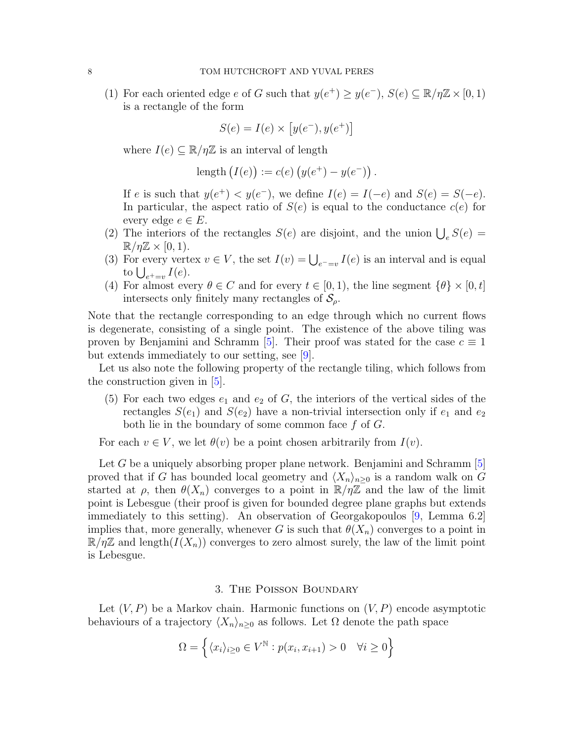(1) For each oriented edge $e$ of $G$ such that $y(e^+) \geq y(e^-)$, $S(e) \subseteq \mathbb{R}/\eta\mathbb{Z} \times [0,1)$ is a rectangle of the form

$$S(e) = I(e) \times \left[y(e^-), y(e^+)\right]$$

where $I(e) \subseteq \mathbb{R}/\eta\mathbb{Z}$ is an interval of length

$$\text{length}\left(I(e)\right) := c(e)\left(y(e^+) - y(e^-)\right).$$

If $e$ is such that $y(e^+) < y(e^-)$, we define $I(e) = I(-e)$ and $S(e) = S(-e)$. In particular, the aspect ratio of $S(e)$ is equal to the conductance $c(e)$ for every edge $e \in E$.

(2) The interiors of the rectangles $S(e)$ are disjoint, and the union $\bigcup_e S(e) = \mathbb{R}/\eta\mathbb{Z} \times [0,1)$.

(3) For every vertex $v \in V$, the set $I(v) = \bigcup_{e^- = v} I(e)$ is an interval and is equal to $\bigcup_{e^+ = v} I(e)$.

(4) For almost every $\theta \in C$ and for every $t \in [0,1)$, the line segment $\{\theta\} \times [0,t]$ intersects only finitely many rectangles of $\mathcal{S}_\rho$.

Note that the rectangle corresponding to an edge through which no current flows is degenerate, consisting of a single point. The existence of the above tiling was proven by Benjamini and Schramm [5]. Their proof was stated for the case $c \equiv 1$ but extends immediately to our setting, see [9].

Let us also note the following property of the rectangle tiling, which follows from the construction given in [5].

(5) For each two edges $e_1$ and $e_2$ of $G$, the interiors of the vertical sides of the rectangles $S(e_1)$ and $S(e_2)$ have a non-trivial intersection only if $e_1$ and $e_2$ both lie in the boundary of some common face $f$ of $G$.

For each $v \in V$, we let $\theta(v)$ be a point chosen arbitrarily from $I(v)$.

Let $G$ be a uniquely absorbing proper plane network. Benjamini and Schramm [5] proved that if $G$ has bounded local geometry and $\langle X_n \rangle_{n \geq 0}$ is a random walk on $G$ started at $\rho$, then $\theta(X_n)$ converges to a point in $\mathbb{R}/\eta\mathbb{Z}$ and the law of the limit point is Lebesgue (their proof is given for bounded degree plane graphs but extends immediately to this setting). An observation of Georgakopoulos [9, Lemma 6.2] implies that, more generally, whenever $G$ is such that $\theta(X_n)$ converges to a point in $\mathbb{R}/\eta\mathbb{Z}$ and length$(I(X_n))$ converges to zero almost surely, the law of the limit point is Lebesgue.

## 3. The Poisson Boundary

Let $(V, P)$ be a Markov chain. Harmonic functions on $(V, P)$ encode asymptotic behaviours of a trajectory $\langle X_n \rangle_{n \geq 0}$ as follows. Let $\Omega$ denote the path space

$$\Omega = \left\{ \langle x_i \rangle_{i \geq 0} \in V^{\mathbb{N}} : p(x_i, x_{i+1}) > 0 \quad \forall i \geq 0 \right\}$$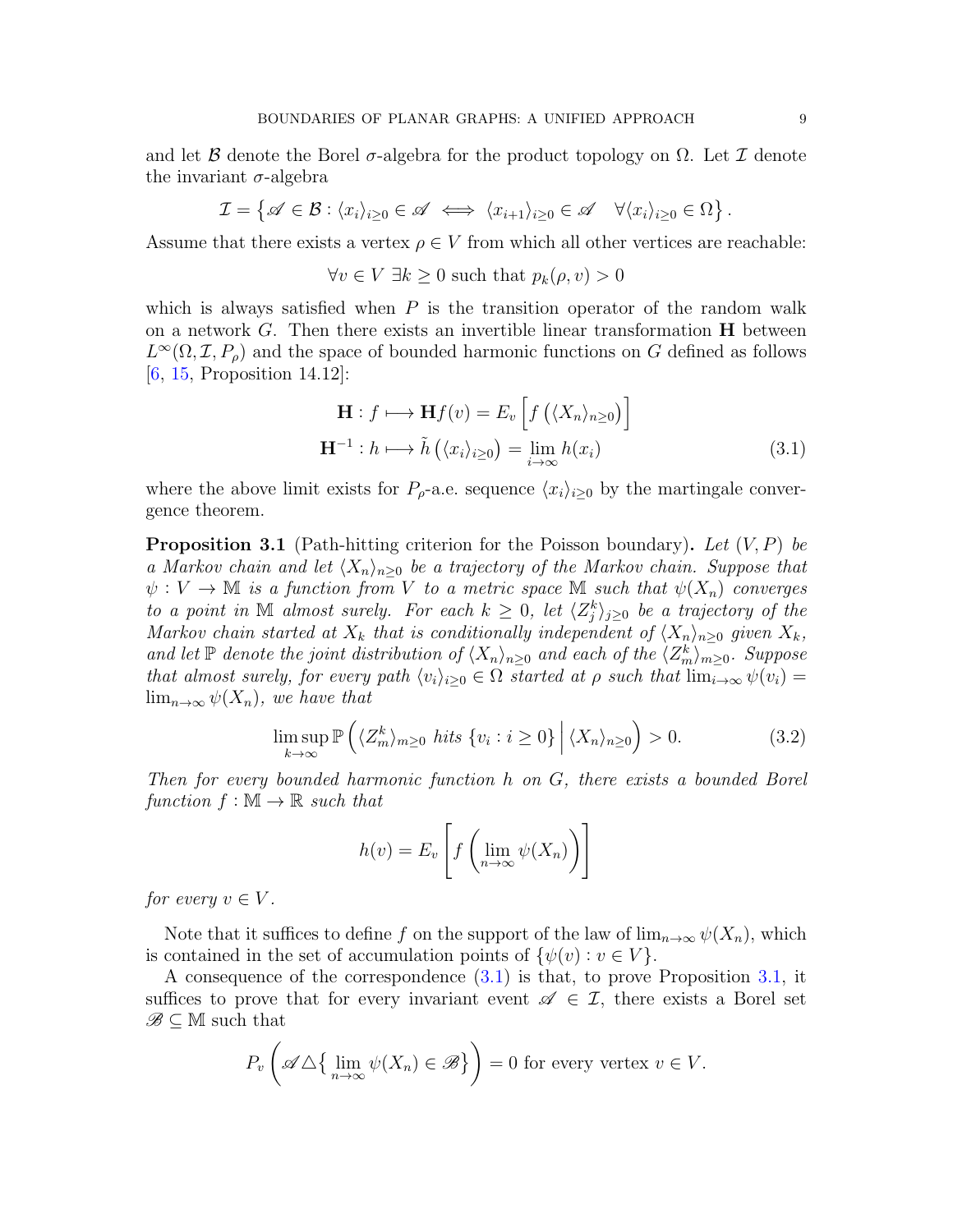and let $\mathcal{B}$ denote the Borel $\sigma$-algebra for the product topology on $\Omega$. Let $\mathcal{I}$ denote the invariant $\sigma$-algebra

$$\mathcal{I} = \left\{ \mathscr{A} \in \mathcal{B} : \langle x_i \rangle_{i \geq 0} \in \mathscr{A} \iff \langle x_{i+1} \rangle_{i \geq 0} \in \mathscr{A} \quad \forall \langle x_i \rangle_{i \geq 0} \in \Omega \right\}.$$

Assume that there exists a vertex $\rho \in V$ from which all other vertices are reachable:

$$\forall v \in V \; \exists k \geq 0 \text{ such that } p_k(\rho, v) > 0$$

which is always satisfied when $P$ is the transition operator of the random walk on a network $G$. Then there exists an invertible linear transformation $\mathbf{H}$ between $L^\infty(\Omega, \mathcal{I}, P_\rho)$ and the space of bounded harmonic functions on $G$ defined as follows [6, 15, Proposition 14.12]:

$$\begin{aligned} \mathbf{H} : f \longmapsto \mathbf{H} f(v) &= E_v \left[ f\left( \langle X_n \rangle_{n \geq 0} \right) \right] \\ \mathbf{H}^{-1} : h \longmapsto \tilde{h}\left( \langle x_i \rangle_{i \geq 0} \right) &= \lim_{i \to \infty} h(x_i) \end{aligned} \tag{3.1}$$

where the above limit exists for $P_\rho$-a.e. sequence $\langle x_i \rangle_{i \geq 0}$ by the martingale convergence theorem.

**Proposition 3.1** (Path-hitting criterion for the Poisson boundary)**.** *Let $(V, P)$ be a Markov chain and let $\langle X_n \rangle_{n \geq 0}$ be a trajectory of the Markov chain. Suppose that $\psi : V \to \mathbb{M}$ is a function from $V$ to a metric space $\mathbb{M}$ such that $\psi(X_n)$ converges to a point in $\mathbb{M}$ almost surely. For each $k \geq 0$, let $\langle Z^k_j \rangle_{j \geq 0}$ be a trajectory of the Markov chain started at $X_k$ that is conditionally independent of $\langle X_n \rangle_{n \geq 0}$ given $X_k$, and let $\mathbb{P}$ denote the joint distribution of $\langle X_n \rangle_{n \geq 0}$ and each of the $\langle Z^k_m \rangle_{m \geq 0}$. Suppose that almost surely, for every path $\langle v_i \rangle_{i \geq 0} \in \Omega$ started at $\rho$ such that $\lim_{i \to \infty} \psi(v_i) = \lim_{n \to \infty} \psi(X_n)$, we have that*

$$\limsup_{k \to \infty} \mathbb{P}\left( \langle Z^k_m \rangle_{m \geq 0} \text{ hits } \{v_i : i \geq 0\} \,\Big|\, \langle X_n \rangle_{n \geq 0} \right) > 0. \tag{3.2}$$

*Then for every bounded harmonic function $h$ on $G$, there exists a bounded Borel function $f : \mathbb{M} \to \mathbb{R}$ such that*

$$h(v) = E_v \left[ f\left( \lim_{n \to \infty} \psi(X_n) \right) \right]$$

*for every $v \in V$.*

Note that it suffices to define $f$ on the support of the law of $\lim_{n \to \infty} \psi(X_n)$, which is contained in the set of accumulation points of $\{\psi(v) : v \in V\}$.

A consequence of the correspondence (3.1) is that, to prove Proposition 3.1, it suffices to prove that for every invariant event $\mathscr{A} \in \mathcal{I}$, there exists a Borel set $\mathscr{B} \subseteq \mathbb{M}$ such that

$$P_v \left( \mathscr{A} \triangle \left\{ \lim_{n \to \infty} \psi(X_n) \in \mathscr{B} \right\} \right) = 0 \text{ for every vertex } v \in V.$$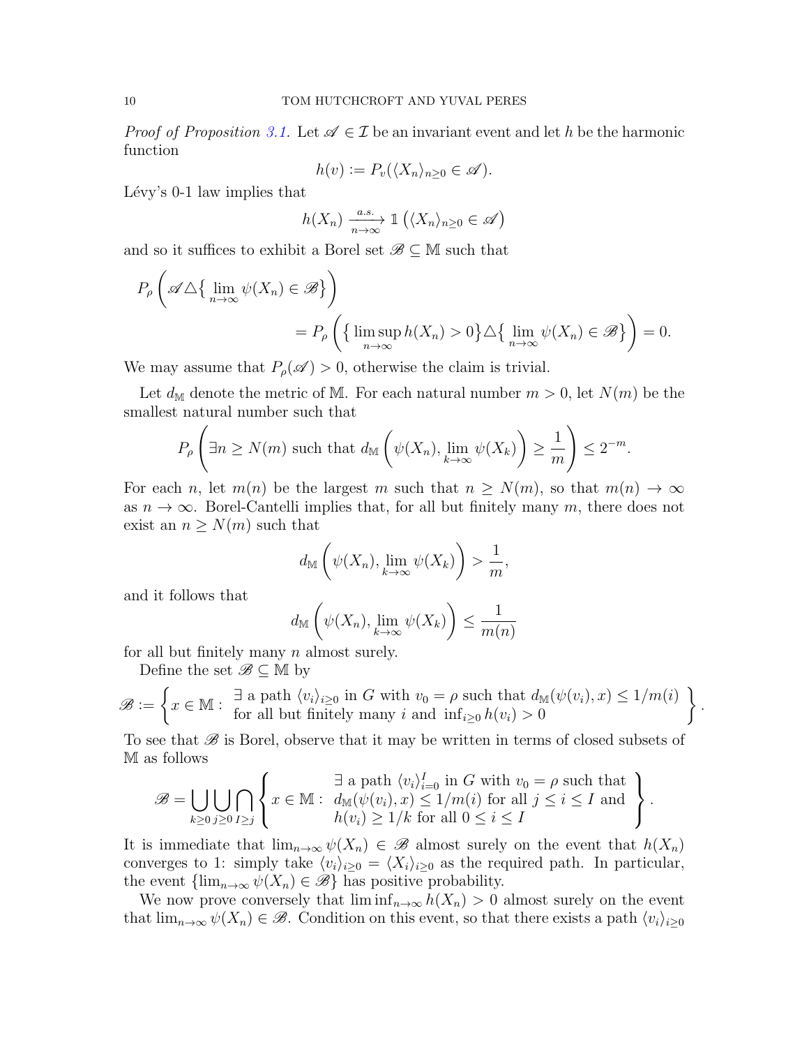*Proof of Proposition 3.1.* Let $\mathscr{A} \in \mathcal{I}$ be an invariant event and let $h$ be the harmonic function

$$h(v) := P_v(\langle X_n \rangle_{n \geq 0} \in \mathscr{A}).$$

Lévy's 0-1 law implies that

$$h(X_n) \xrightarrow[n\to\infty]{a.s.} \mathbb{1}\left(\langle X_n \rangle_{n\geq 0} \in \mathscr{A}\right)$$

and so it suffices to exhibit a Borel set $\mathscr{B} \subseteq \mathbb{M}$ such that

$$P_\rho\left(\mathscr{A} \triangle \big\{ \lim_{n\to\infty} \psi(X_n) \in \mathscr{B} \big\}\right) \\ = P_\rho\left( \big\{ \limsup_{n\to\infty} h(X_n) > 0 \big\} \triangle \big\{ \lim_{n\to\infty} \psi(X_n) \in \mathscr{B} \big\} \right) = 0.$$

We may assume that $P_\rho(\mathscr{A}) > 0$, otherwise the claim is trivial.

Let $d_{\mathbb{M}}$ denote the metric of $\mathbb{M}$. For each natural number $m > 0$, let $N(m)$ be the smallest natural number such that

$$P_\rho\left( \exists n \geq N(m) \text{ such that } d_{\mathbb{M}}\left(\psi(X_n), \lim_{k\to\infty}\psi(X_k)\right) \geq \frac{1}{m} \right) \leq 2^{-m}.$$

For each $n$, let $m(n)$ be the largest $m$ such that $n \geq N(m)$, so that $m(n) \to \infty$ as $n \to \infty$. Borel-Cantelli implies that, for all but finitely many $m$, there does not exist an $n \geq N(m)$ such that

$$d_{\mathbb{M}}\left(\psi(X_n), \lim_{k\to\infty}\psi(X_k)\right) > \frac{1}{m},$$

and it follows that

$$d_{\mathbb{M}}\left(\psi(X_n), \lim_{k\to\infty}\psi(X_k)\right) \leq \frac{1}{m(n)}$$

for all but finitely many $n$ almost surely.

Define the set $\mathscr{B} \subseteq \mathbb{M}$ by

$$\mathscr{B} := \left\{ x \in \mathbb{M} : \begin{array}{l} \exists \text{ a path } \langle v_i \rangle_{i\geq 0} \text{ in } G \text{ with } v_0 = \rho \text{ such that } d_{\mathbb{M}}(\psi(v_i), x) \leq 1/m(i) \\ \text{for all but finitely many } i \text{ and } \inf_{i\geq 0} h(v_i) > 0 \end{array} \right\}.$$

To see that $\mathscr{B}$ is Borel, observe that it may be written in terms of closed subsets of $\mathbb{M}$ as follows

$$\mathscr{B} = \bigcup_{k\geq 0}\bigcup_{j\geq 0}\bigcap_{I\geq j} \left\{ x \in \mathbb{M} : \begin{array}{c} \exists \text{ a path } \langle v_i \rangle_{i=0}^{I} \text{ in } G \text{ with } v_0 = \rho \text{ such that} \\ d_{\mathbb{M}}(\psi(v_i), x) \leq 1/m(i) \text{ for all } j \leq i \leq I \text{ and} \\ h(v_i) \geq 1/k \text{ for all } 0 \leq i \leq I \end{array} \right\}.$$

It is immediate that $\lim_{n\to\infty} \psi(X_n) \in \mathscr{B}$ almost surely on the event that $h(X_n)$ converges to 1: simply take $\langle v_i \rangle_{i\geq 0} = \langle X_i \rangle_{i\geq 0}$ as the required path. In particular, the event $\{\lim_{n\to\infty}\psi(X_n) \in \mathscr{B}\}$ has positive probability.

We now prove conversely that $\liminf_{n\to\infty} h(X_n) > 0$ almost surely on the event that $\lim_{n\to\infty}\psi(X_n) \in \mathscr{B}$. Condition on this event, so that there exists a path $\langle v_i \rangle_{i\geq 0}$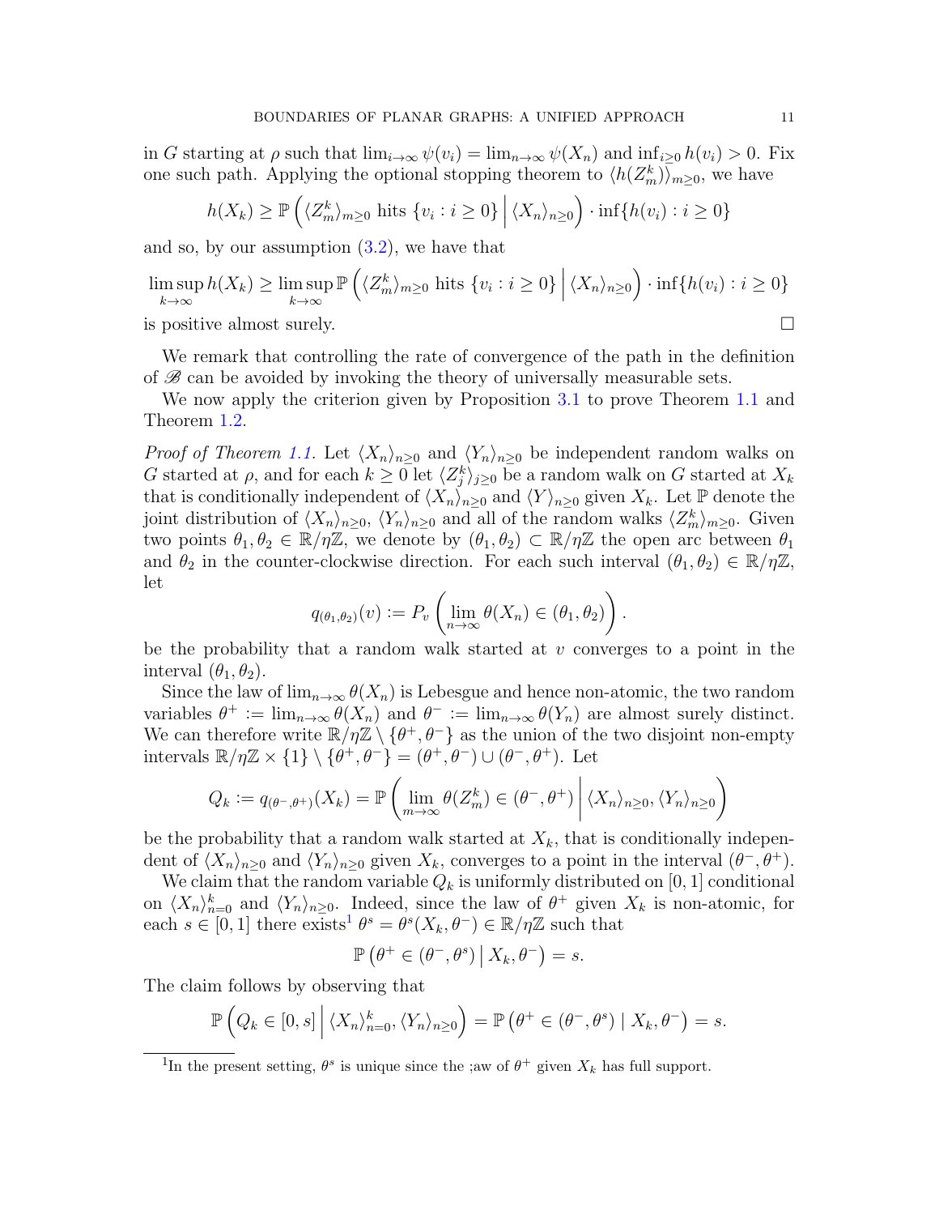in $G$ starting at $\rho$ such that $\lim_{i\to\infty} \psi(v_i) = \lim_{n\to\infty} \psi(X_n)$ and $\inf_{i\geq 0} h(v_i) > 0$. Fix one such path. Applying the optional stopping theorem to $\langle h(Z^k_m)\rangle_{m\geq 0}$, we have

$$h(X_k) \geq \mathbb{P}\left(\langle Z^k_m\rangle_{m\geq 0} \text{ hits } \{v_i : i \geq 0\} \,\Big|\, \langle X_n\rangle_{n\geq 0}\right) \cdot \inf\{h(v_i) : i \geq 0\}$$

and so, by our assumption (3.2), we have that

$$\limsup_{k\to\infty} h(X_k) \geq \limsup_{k\to\infty} \mathbb{P}\left(\langle Z^k_m\rangle_{m\geq 0} \text{ hits } \{v_i : i \geq 0\} \,\Big|\, \langle X_n\rangle_{n\geq 0}\right) \cdot \inf\{h(v_i) : i \geq 0\}$$

is positive almost surely. □

We remark that controlling the rate of convergence of the path in the definition of $\mathscr{B}$ can be avoided by invoking the theory of universally measurable sets.

We now apply the criterion given by Proposition 3.1 to prove Theorem 1.1 and Theorem 1.2.

*Proof of Theorem 1.1.* Let $\langle X_n\rangle_{n\geq 0}$ and $\langle Y_n\rangle_{n\geq 0}$ be independent random walks on $G$ started at $\rho$, and for each $k \geq 0$ let $\langle Z^k_j\rangle_{j\geq 0}$ be a random walk on $G$ started at $X_k$ that is conditionally independent of $\langle X_n\rangle_{n\geq 0}$ and $\langle Y\rangle_{n\geq 0}$ given $X_k$. Let $\mathbb{P}$ denote the joint distribution of $\langle X_n\rangle_{n\geq 0}$, $\langle Y_n\rangle_{n\geq 0}$ and all of the random walks $\langle Z^k_m\rangle_{m\geq 0}$. Given two points $\theta_1, \theta_2 \in \mathbb{R}/\eta\mathbb{Z}$, we denote by $(\theta_1, \theta_2) \subset \mathbb{R}/\eta\mathbb{Z}$ the open arc between $\theta_1$ and $\theta_2$ in the counter-clockwise direction. For each such interval $(\theta_1, \theta_2) \in \mathbb{R}/\eta\mathbb{Z}$, let

$$q_{(\theta_1,\theta_2)}(v) := P_v\left(\lim_{n\to\infty} \theta(X_n) \in (\theta_1, \theta_2)\right).$$

be the probability that a random walk started at $v$ converges to a point in the interval $(\theta_1, \theta_2)$.

Since the law of $\lim_{n\to\infty} \theta(X_n)$ is Lebesgue and hence non-atomic, the two random variables $\theta^+ := \lim_{n\to\infty} \theta(X_n)$ and $\theta^- := \lim_{n\to\infty} \theta(Y_n)$ are almost surely distinct. We can therefore write $\mathbb{R}/\eta\mathbb{Z} \setminus \{\theta^+, \theta^-\}$ as the union of the two disjoint non-empty intervals $\mathbb{R}/\eta\mathbb{Z} \times \{1\} \setminus \{\theta^+, \theta^-\} = (\theta^+, \theta^-) \cup (\theta^-, \theta^+)$. Let

$$Q_k := q_{(\theta^-,\theta^+)}(X_k) = \mathbb{P}\left(\lim_{m\to\infty} \theta(Z^k_m) \in (\theta^-, \theta^+) \,\Bigg|\, \langle X_n\rangle_{n\geq 0}, \langle Y_n\rangle_{n\geq 0}\right)$$

be the probability that a random walk started at $X_k$, that is conditionally independent of $\langle X_n\rangle_{n\geq 0}$ and $\langle Y_n\rangle_{n\geq 0}$ given $X_k$, converges to a point in the interval $(\theta^-, \theta^+)$.

We claim that the random variable $Q_k$ is uniformly distributed on $[0, 1]$ conditional on $\langle X_n\rangle^k_{n=0}$ and $\langle Y_n\rangle_{n\geq 0}$. Indeed, since the law of $\theta^+$ given $X_k$ is non-atomic, for each $s \in [0, 1]$ there exists[1] $\theta^s = \theta^s(X_k, \theta^-) \in \mathbb{R}/\eta\mathbb{Z}$ such that

$$\mathbb{P}\left(\theta^+ \in (\theta^-, \theta^s) \,\big|\, X_k, \theta^-\right) = s.$$

The claim follows by observing that

$$\mathbb{P}\left(Q_k \in [0, s] \,\Big|\, \langle X_n\rangle^k_{n=0}, \langle Y_n\rangle_{n\geq 0}\right) = \mathbb{P}\left(\theta^+ \in (\theta^-, \theta^s) \mid X_k, \theta^-\right) = s.$$

[1]In the present setting, $\theta^s$ is unique since the ;aw of $\theta^+$ given $X_k$ has full support.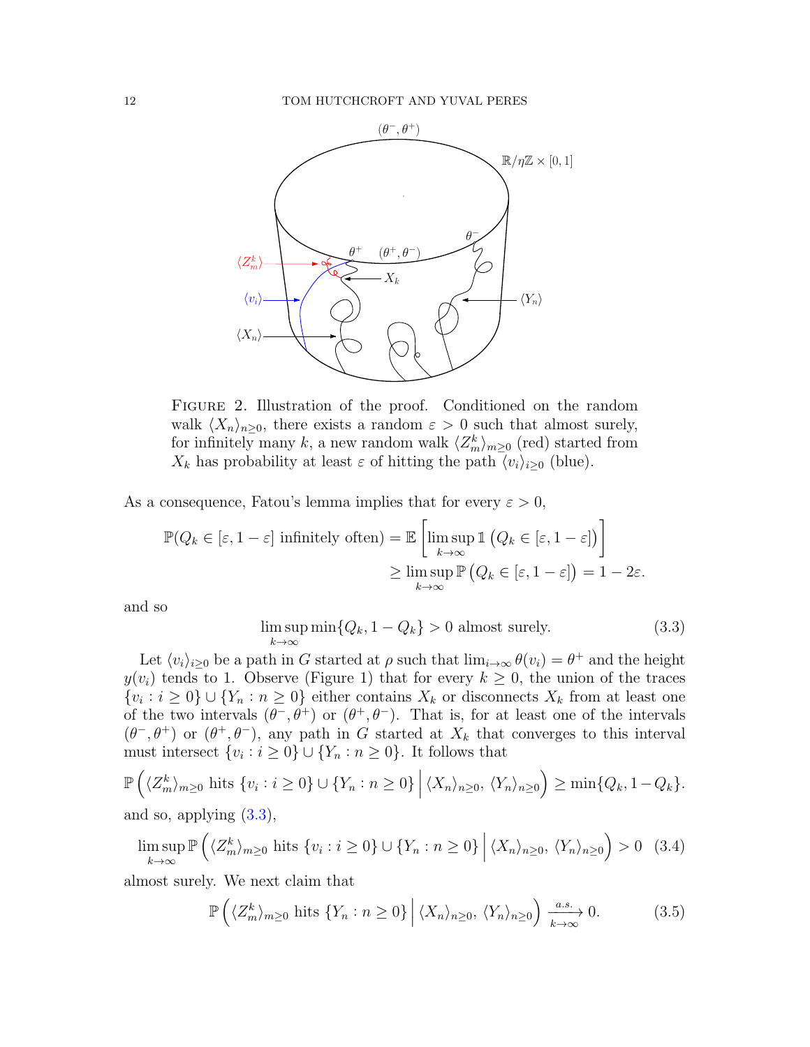FIGURE 2. Illustration of the proof. Conditioned on the random walk $\langle X_n \rangle_{n\geq 0}$, there exists a random $\varepsilon > 0$ such that almost surely, for infinitely many $k$, a new random walk $\langle Z^k_m \rangle_{m\geq 0}$ (red) started from $X_k$ has probability at least $\varepsilon$ of hitting the path $\langle v_i \rangle_{i\geq 0}$ (blue).

As a consequence, Fatou's lemma implies that for every $\varepsilon > 0$,

$$\mathbb{P}(Q_k \in [\varepsilon, 1-\varepsilon] \text{ infinitely often}) = \mathbb{E}\left[\limsup_{k\to\infty} \mathbb{1}\left(Q_k \in [\varepsilon, 1-\varepsilon]\right)\right] \geq \limsup_{k\to\infty} \mathbb{P}\left(Q_k \in [\varepsilon, 1-\varepsilon]\right) = 1 - 2\varepsilon.$$

and so

$$\limsup_{k\to\infty} \min\{Q_k, 1-Q_k\} > 0 \text{ almost surely.} \tag{3.3}$$

Let $\langle v_i \rangle_{i\geq 0}$ be a path in $G$ started at $\rho$ such that $\lim_{i\to\infty} \theta(v_i) = \theta^+$ and the height $y(v_i)$ tends to 1. Observe (Figure 1) that for every $k \geq 0$, the union of the traces $\{v_i : i \geq 0\} \cup \{Y_n : n \geq 0\}$ either contains $X_k$ or disconnects $X_k$ from at least one of the two intervals $(\theta^-, \theta^+)$ or $(\theta^+, \theta^-)$. That is, for at least one of the intervals $(\theta^-, \theta^+)$ or $(\theta^+, \theta^-)$, any path in $G$ started at $X_k$ that converges to this interval must intersect $\{v_i : i \geq 0\} \cup \{Y_n : n \geq 0\}$. It follows that

$$\mathbb{P}\left(\langle Z^k_m \rangle_{m\geq 0} \text{ hits } \{v_i : i \geq 0\} \cup \{Y_n : n \geq 0\} \,\Big|\, \langle X_n \rangle_{n\geq 0},\, \langle Y_n \rangle_{n\geq 0}\right) \geq \min\{Q_k, 1-Q_k\}.$$

and so, applying (3.3),

$$\limsup_{k\to\infty} \mathbb{P}\left(\langle Z^k_m \rangle_{m\geq 0} \text{ hits } \{v_i : i \geq 0\} \cup \{Y_n : n \geq 0\} \,\Big|\, \langle X_n \rangle_{n\geq 0},\, \langle Y_n \rangle_{n\geq 0}\right) > 0 \tag{3.4}$$

almost surely. We next claim that

$$\mathbb{P}\left(\langle Z^k_m \rangle_{m\geq 0} \text{ hits } \{Y_n : n \geq 0\} \,\Big|\, \langle X_n \rangle_{n\geq 0},\, \langle Y_n \rangle_{n\geq 0}\right) \xrightarrow[k\to\infty]{a.s.} 0. \tag{3.5}$$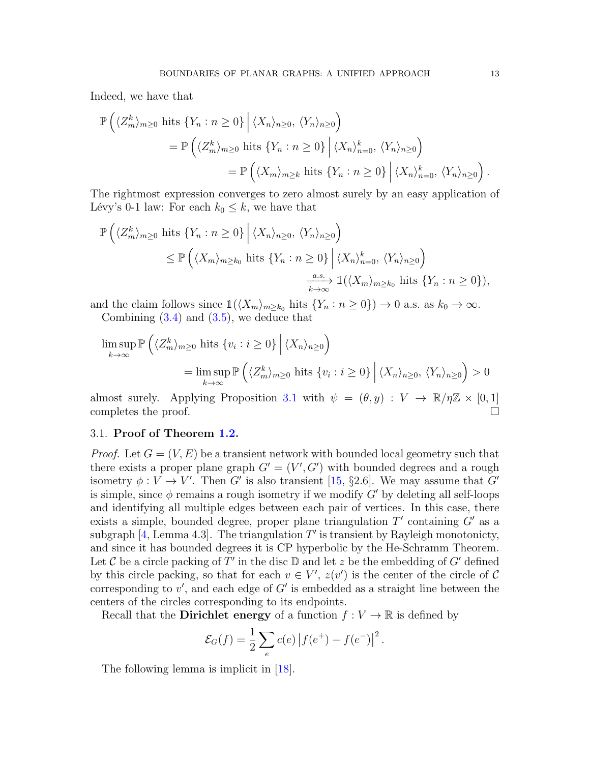Indeed, we have that

$$
\begin{aligned}
\mathbb{P}\left(\langle Z^k_m\rangle_{m\geq 0} \text{ hits } \{Y_n : n \geq 0\} \,\middle|\, \langle X_n\rangle_{n\geq 0},\, \langle Y_n\rangle_{n\geq 0}\right)
&= \mathbb{P}\left(\langle Z^k_m\rangle_{m\geq 0} \text{ hits } \{Y_n : n \geq 0\} \,\middle|\, \langle X_n\rangle_{n=0}^k,\, \langle Y_n\rangle_{n\geq 0}\right)\\
&= \mathbb{P}\left(\langle X_m\rangle_{m\geq k} \text{ hits } \{Y_n : n \geq 0\} \,\middle|\, \langle X_n\rangle_{n=0}^k,\, \langle Y_n\rangle_{n\geq 0}\right).
\end{aligned}
$$

The rightmost expression converges to zero almost surely by an easy application of Lévy's 0-1 law: For each $k_0 \leq k$, we have that

$$
\begin{aligned}
\mathbb{P}\left(\langle Z^k_m\rangle_{m\geq 0} \text{ hits } \{Y_n : n \geq 0\} \,\middle|\, \langle X_n\rangle_{n\geq 0},\, \langle Y_n\rangle_{n\geq 0}\right)
&\leq \mathbb{P}\left(\langle X_m\rangle_{m\geq k_0} \text{ hits } \{Y_n : n \geq 0\} \,\middle|\, \langle X_n\rangle_{n=0}^k,\, \langle Y_n\rangle_{n\geq 0}\right)\\
&\xrightarrow[k\to\infty]{a.s.} \mathbb{1}(\langle X_m\rangle_{m\geq k_0} \text{ hits } \{Y_n : n \geq 0\}),
\end{aligned}
$$

and the claim follows since $\mathbb{1}(\langle X_m\rangle_{m\geq k_0} \text{ hits } \{Y_n : n \geq 0\}) \to 0$ a.s. as $k_0 \to \infty$.

Combining (3.4) and (3.5), we deduce that

$$
\begin{aligned}
\limsup_{k\to\infty} \mathbb{P}\left(\langle Z^k_m\rangle_{m\geq 0} \text{ hits } \{v_i : i \geq 0\} \,\middle|\, \langle X_n\rangle_{n\geq 0}\right)
= \limsup_{k\to\infty} \mathbb{P}\left(\langle Z^k_m\rangle_{m\geq 0} \text{ hits } \{v_i : i \geq 0\} \,\middle|\, \langle X_n\rangle_{n\geq 0},\, \langle Y_n\rangle_{n\geq 0}\right) > 0
\end{aligned}
$$

almost surely. Applying Proposition 3.1 with $\psi = (\theta, y) : V \to \mathbb{R}/\eta\mathbb{Z} \times [0,1]$ completes the proof. $\square$

### 3.1. **Proof of Theorem 1.2.**

*Proof.* Let $G = (V, E)$ be a transient network with bounded local geometry such that there exists a proper plane graph $G' = (V', G')$ with bounded degrees and a rough isometry $\phi : V \to V'$. Then $G'$ is also transient [15, §2.6]. We may assume that $G'$ is simple, since $\phi$ remains a rough isometry if we modify $G'$ by deleting all self-loops and identifying all multiple edges between each pair of vertices. In this case, there exists a simple, bounded degree, proper plane triangulation $T'$ containing $G'$ as a subgraph [4, Lemma 4.3]. The triangulation $T'$ is transient by Rayleigh monotonicty, and since it has bounded degrees it is CP hyperbolic by the He-Schramm Theorem. Let $\mathcal{C}$ be a circle packing of $T'$ in the disc $\mathbb{D}$ and let $z$ be the embedding of $G'$ defined by this circle packing, so that for each $v \in V'$, $z(v')$ is the center of the circle of $\mathcal{C}$ corresponding to $v'$, and each edge of $G'$ is embedded as a straight line between the centers of the circles corresponding to its endpoints.

Recall that the **Dirichlet energy** of a function $f : V \to \mathbb{R}$ is defined by

$$
\mathcal{E}_G(f) = \frac{1}{2}\sum_e c(e)\left|f(e^+) - f(e^-)\right|^2.
$$

The following lemma is implicit in [18].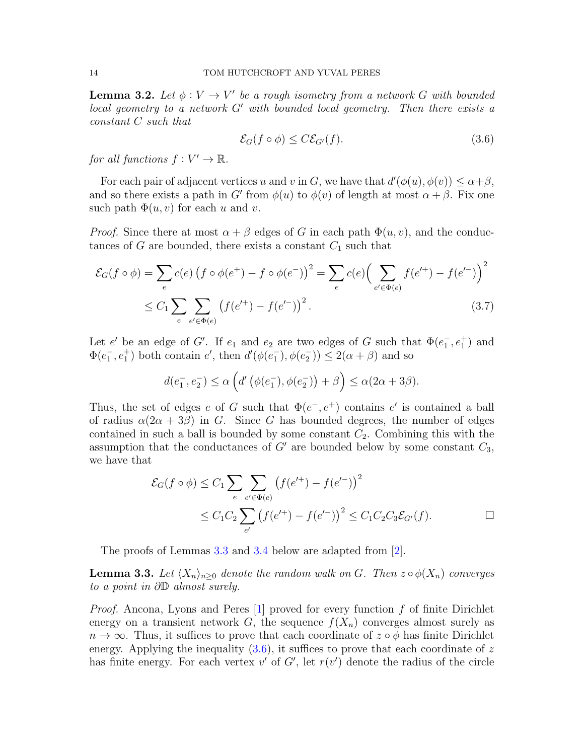**Lemma 3.2.** *Let $\phi : V \to V'$ be a rough isometry from a network $G$ with bounded local geometry to a network $G'$ with bounded local geometry. Then there exists a constant $C$ such that*

$$\mathcal{E}_G(f \circ \phi) \le C\mathcal{E}_{G'}(f). \tag{3.6}$$

*for all functions $f : V' \to \mathbb{R}$.*

For each pair of adjacent vertices $u$ and $v$ in $G$, we have that $d'(\phi(u), \phi(v)) \le \alpha+\beta$, and so there exists a path in $G'$ from $\phi(u)$ to $\phi(v)$ of length at most $\alpha + \beta$. Fix one such path $\Phi(u, v)$ for each $u$ and $v$.

*Proof.* Since there at most $\alpha + \beta$ edges of $G$ in each path $\Phi(u, v)$, and the conductances of $G$ are bounded, there exists a constant $C_1$ such that

$$\begin{aligned}
\mathcal{E}_G(f \circ \phi) &= \sum_e c(e) \left(f \circ \phi(e^+) - f \circ \phi(e^-)\right)^2 = \sum_e c(e)\Big( \sum_{e' \in \Phi(e)} f(e'^+) - f(e'^-)\Big)^2 \\
&\le C_1 \sum_e \sum_{e' \in \Phi(e)} \left(f(e'^+) - f(e'^-)\right)^2 .
\end{aligned} \tag{3.7}$$

Let $e'$ be an edge of $G'$. If $e_1$ and $e_2$ are two edges of $G$ such that $\Phi(e_1^-, e_1^+)$ and $\Phi(e_1^-, e_1^+)$ both contain $e'$, then $d'(\phi(e_1^-), \phi(e_2^-)) \le 2(\alpha + \beta)$ and so

$$d(e_1^-, e_2^-) \le \alpha \left( d'\left(\phi(e_1^-), \phi(e_2^-)\right) + \beta \right) \le \alpha(2\alpha + 3\beta).$$

Thus, the set of edges $e$ of $G$ such that $\Phi(e^-, e^+)$ contains $e'$ is contained a ball of radius $\alpha(2\alpha + 3\beta)$ in $G$. Since $G$ has bounded degrees, the number of edges contained in such a ball is bounded by some constant $C_2$. Combining this with the assumption that the conductances of $G'$ are bounded below by some constant $C_3$, we have that

$$\begin{aligned}
\mathcal{E}_G(f \circ \phi) &\le C_1 \sum_e \sum_{e' \in \Phi(e)} \left(f(e'^+) - f(e'^-)\right)^2 \\
&\le C_1 C_2 \sum_{e'} \left(f(e'^+) - f(e'^-)\right)^2 \le C_1 C_2 C_3 \mathcal{E}_{G'}(f).
\end{aligned}$$

$\square$

The proofs of Lemmas 3.3 and 3.4 below are adapted from [2].

**Lemma 3.3.** *Let $\langle X_n \rangle_{n \ge 0}$ denote the random walk on $G$. Then $z \circ \phi(X_n)$ converges to a point in $\partial\mathbb{D}$ almost surely.*

*Proof.* Ancona, Lyons and Peres [1] proved for every function $f$ of finite Dirichlet energy on a transient network $G$, the sequence $f(X_n)$ converges almost surely as $n \to \infty$. Thus, it suffices to prove that each coordinate of $z \circ \phi$ has finite Dirichlet energy. Applying the inequality (3.6), it suffices to prove that each coordinate of $z$ has finite energy. For each vertex $v'$ of $G'$, let $r(v')$ denote the radius of the circle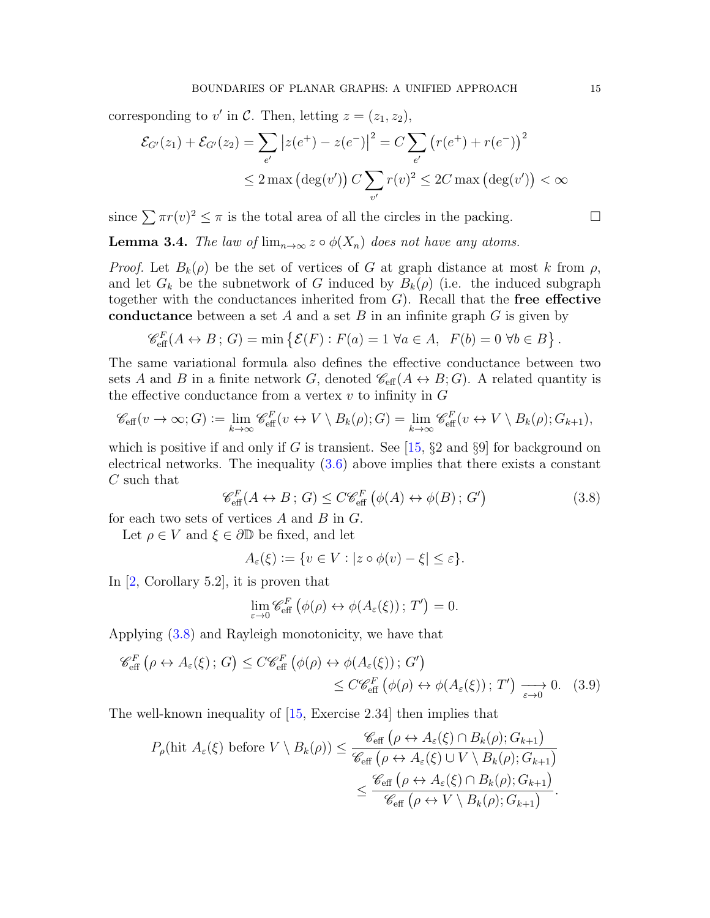corresponding to $v'$ in $\mathcal{C}$. Then, letting $z = (z_1, z_2)$,

$$
\begin{aligned}
\mathcal{E}_{G'}(z_1) + \mathcal{E}_{G'}(z_2) &= \sum_{e'} \left| z(e^+) - z(e^-) \right|^2 = C \sum_{e'} \left( r(e^+) + r(e^-) \right)^2 \\
&\leq 2 \max\left(\deg(v')\right) C \sum_{v'} r(v)^2 \leq 2C \max\left(\deg(v')\right) < \infty
\end{aligned}
$$

since $\sum \pi r(v)^2 \leq \pi$ is the total area of all the circles in the packing. $\square$

**Lemma 3.4.** *The law of $\lim_{n\to\infty} z \circ \phi(X_n)$ does not have any atoms.*

*Proof.* Let $B_k(\rho)$ be the set of vertices of $G$ at graph distance at most $k$ from $\rho$, and let $G_k$ be the subnetwork of $G$ induced by $B_k(\rho)$ (i.e. the induced subgraph together with the conductances inherited from $G$). Recall that the **free effective conductance** between a set $A$ and a set $B$ in an infinite graph $G$ is given by

$$
\mathscr{C}^F_{\text{eff}}(A \leftrightarrow B\,;\,G) = \min\left\{ \mathcal{E}(F) : F(a) = 1 \ \forall a \in A, \ \ F(b) = 0 \ \forall b \in B \right\}.
$$

The same variational formula also defines the effective conductance between two sets $A$ and $B$ in a finite network $G$, denoted $\mathscr{C}_{\text{eff}}(A \leftrightarrow B; G)$. A related quantity is the effective conductance from a vertex $v$ to infinity in $G$

$$
\mathscr{C}_{\text{eff}}(v \to \infty; G) := \lim_{k\to\infty} \mathscr{C}^F_{\text{eff}}(v \leftrightarrow V \setminus B_k(\rho); G) = \lim_{k\to\infty} \mathscr{C}^F_{\text{eff}}(v \leftrightarrow V \setminus B_k(\rho); G_{k+1}),
$$

which is positive if and only if $G$ is transient. See [15, §2 and §9] for background on electrical networks. The inequality (3.6) above implies that there exists a constant $C$ such that

$$
\mathscr{C}^F_{\text{eff}}(A \leftrightarrow B\,;\,G) \leq C \mathscr{C}^F_{\text{eff}}\left(\phi(A) \leftrightarrow \phi(B)\,;\,G'\right) \tag{3.8}
$$

for each two sets of vertices $A$ and $B$ in $G$.

Let $\rho \in V$ and $\xi \in \partial\mathbb{D}$ be fixed, and let

$$
A_\varepsilon(\xi) := \{ v \in V : |z \circ \phi(v) - \xi| \leq \varepsilon \}.
$$

In [2, Corollary 5.2], it is proven that

$$
\lim_{\varepsilon\to 0} \mathscr{C}^F_{\text{eff}}\left(\phi(\rho) \leftrightarrow \phi(A_\varepsilon(\xi))\,;\,T'\right) = 0.
$$

Applying (3.8) and Rayleigh monotonicity, we have that

$$
\begin{aligned}
\mathscr{C}^F_{\text{eff}}\left(\rho \leftrightarrow A_\varepsilon(\xi)\,;\,G\right) &\leq C \mathscr{C}^F_{\text{eff}}\left(\phi(\rho) \leftrightarrow \phi(A_\varepsilon(\xi))\,;\,G'\right) \\
&\leq C \mathscr{C}^F_{\text{eff}}\left(\phi(\rho) \leftrightarrow \phi(A_\varepsilon(\xi))\,;\,T'\right) \xrightarrow[\varepsilon\to 0]{} 0.
\end{aligned} \tag{3.9}
$$

The well-known inequality of [15, Exercise 2.34] then implies that

$$
\begin{aligned}
P_\rho(\text{hit } A_\varepsilon(\xi) \text{ before } V \setminus B_k(\rho)) &\leq \frac{\mathscr{C}_{\text{eff}}\left(\rho \leftrightarrow A_\varepsilon(\xi) \cap B_k(\rho); G_{k+1}\right)}{\mathscr{C}_{\text{eff}}\left(\rho \leftrightarrow A_\varepsilon(\xi) \cup V \setminus B_k(\rho); G_{k+1}\right)} \\
&\leq \frac{\mathscr{C}_{\text{eff}}\left(\rho \leftrightarrow A_\varepsilon(\xi) \cap B_k(\rho); G_{k+1}\right)}{\mathscr{C}_{\text{eff}}\left(\rho \leftrightarrow V \setminus B_k(\rho); G_{k+1}\right)}.
\end{aligned}
$$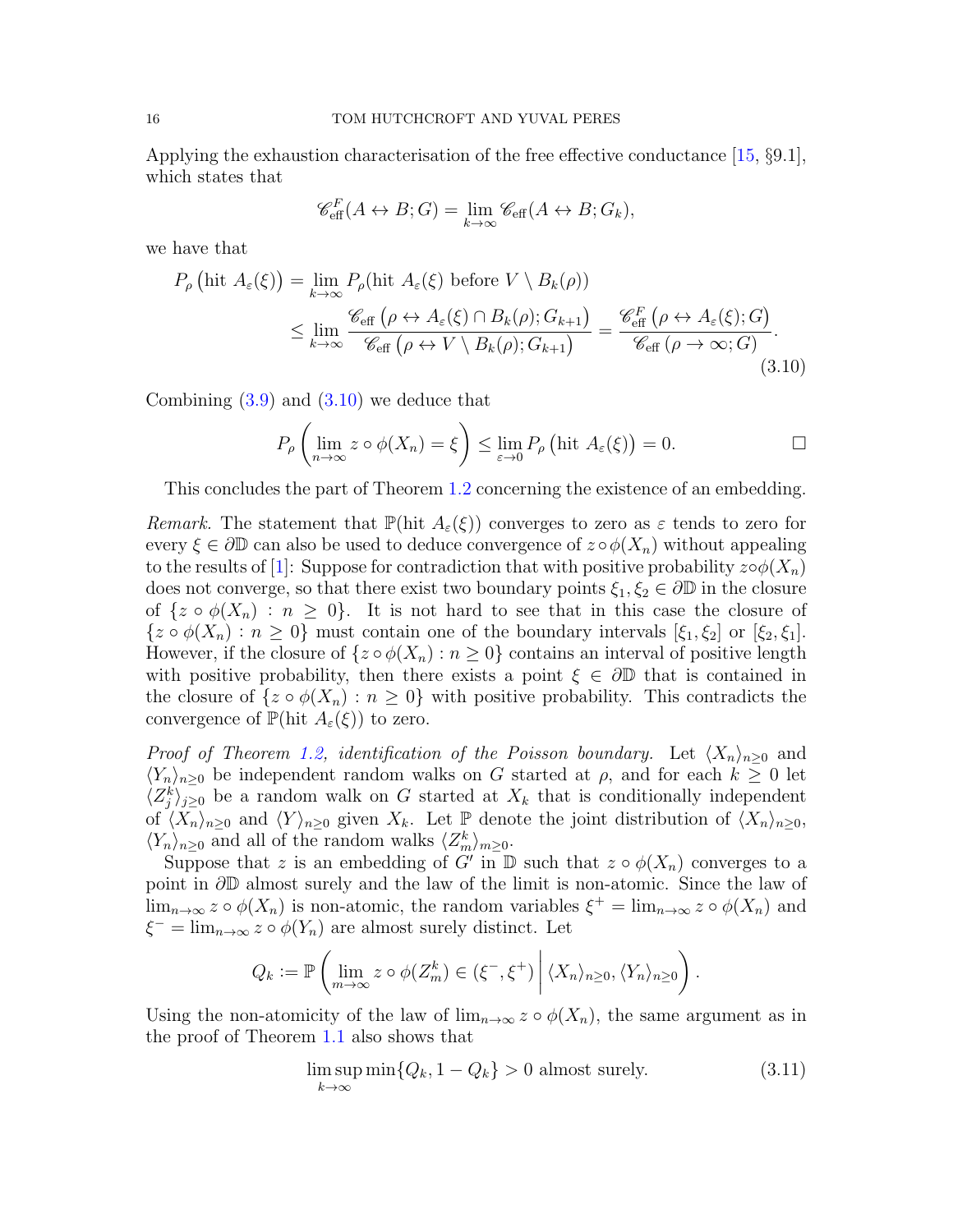Applying the exhaustion characterisation of the free effective conductance [15, §9.1], which states that

$$\mathscr{C}^F_{\text{eff}}(A \leftrightarrow B; G) = \lim_{k\to\infty} \mathscr{C}_{\text{eff}}(A \leftrightarrow B; G_k),$$

we have that

$$\begin{aligned} P_\rho\left(\text{hit } A_\varepsilon(\xi)\right) &= \lim_{k\to\infty} P_\rho(\text{hit } A_\varepsilon(\xi) \text{ before } V \setminus B_k(\rho)) \\ &\leq \lim_{k\to\infty} \frac{\mathscr{C}_{\text{eff}}\left(\rho \leftrightarrow A_\varepsilon(\xi) \cap B_k(\rho); G_{k+1}\right)}{\mathscr{C}_{\text{eff}}\left(\rho \leftrightarrow V \setminus B_k(\rho); G_{k+1}\right)} = \frac{\mathscr{C}^F_{\text{eff}}\left(\rho \leftrightarrow A_\varepsilon(\xi); G\right)}{\mathscr{C}_{\text{eff}}\left(\rho \to \infty; G\right)}. \end{aligned} \tag{3.10}$$

Combining (3.9) and (3.10) we deduce that

$$P_\rho\left(\lim_{n\to\infty} z \circ \phi(X_n) = \xi\right) \leq \lim_{\varepsilon\to 0} P_\rho\left(\text{hit } A_\varepsilon(\xi)\right) = 0. \qquad \square$$

This concludes the part of Theorem 1.2 concerning the existence of an embedding.

*Remark.* The statement that $\mathbb{P}(\text{hit } A_\varepsilon(\xi))$ converges to zero as $\varepsilon$ tends to zero for every $\xi \in \partial\mathbb{D}$ can also be used to deduce convergence of $z \circ \phi(X_n)$ without appealing to the results of [1]: Suppose for contradiction that with positive probability $z\circ\phi(X_n)$ does not converge, so that there exist two boundary points $\xi_1, \xi_2 \in \partial\mathbb{D}$ in the closure of $\{z \circ \phi(X_n) : n \geq 0\}$. It is not hard to see that in this case the closure of $\{z \circ \phi(X_n) : n \geq 0\}$ must contain one of the boundary intervals $[\xi_1, \xi_2]$ or $[\xi_2, \xi_1]$. However, if the closure of $\{z \circ \phi(X_n) : n \geq 0\}$ contains an interval of positive length with positive probability, then there exists a point $\xi \in \partial\mathbb{D}$ that is contained in the closure of $\{z \circ \phi(X_n) : n \geq 0\}$ with positive probability. This contradicts the convergence of $\mathbb{P}(\text{hit } A_\varepsilon(\xi))$ to zero.

*Proof of Theorem 1.2, identification of the Poisson boundary.* Let $\langle X_n\rangle_{n\geq 0}$ and $\langle Y_n\rangle_{n\geq 0}$ be independent random walks on $G$ started at $\rho$, and for each $k \geq 0$ let $\langle Z^k_j\rangle_{j\geq 0}$ be a random walk on $G$ started at $X_k$ that is conditionally independent of $\langle X_n\rangle_{n\geq 0}$ and $\langle Y\rangle_{n\geq 0}$ given $X_k$. Let $\mathbb{P}$ denote the joint distribution of $\langle X_n\rangle_{n\geq 0}$, $\langle Y_n\rangle_{n\geq 0}$ and all of the random walks $\langle Z^k_m\rangle_{m\geq 0}$.

Suppose that $z$ is an embedding of $G'$ in $\mathbb{D}$ such that $z \circ \phi(X_n)$ converges to a point in $\partial\mathbb{D}$ almost surely and the law of the limit is non-atomic. Since the law of $\lim_{n\to\infty} z \circ \phi(X_n)$ is non-atomic, the random variables $\xi^+ = \lim_{n\to\infty} z \circ \phi(X_n)$ and $\xi^- = \lim_{n\to\infty} z \circ \phi(Y_n)$ are almost surely distinct. Let

$$Q_k := \mathbb{P}\left(\lim_{m\to\infty} z \circ \phi(Z^k_m) \in (\xi^-, \xi^+) \,\middle|\, \langle X_n\rangle_{n\geq 0}, \langle Y_n\rangle_{n\geq 0}\right).$$

Using the non-atomicity of the law of $\lim_{n\to\infty} z \circ \phi(X_n)$, the same argument as in the proof of Theorem 1.1 also shows that

$$\limsup_{k\to\infty} \min\{Q_k, 1 - Q_k\} > 0 \text{ almost surely.} \tag{3.11}$$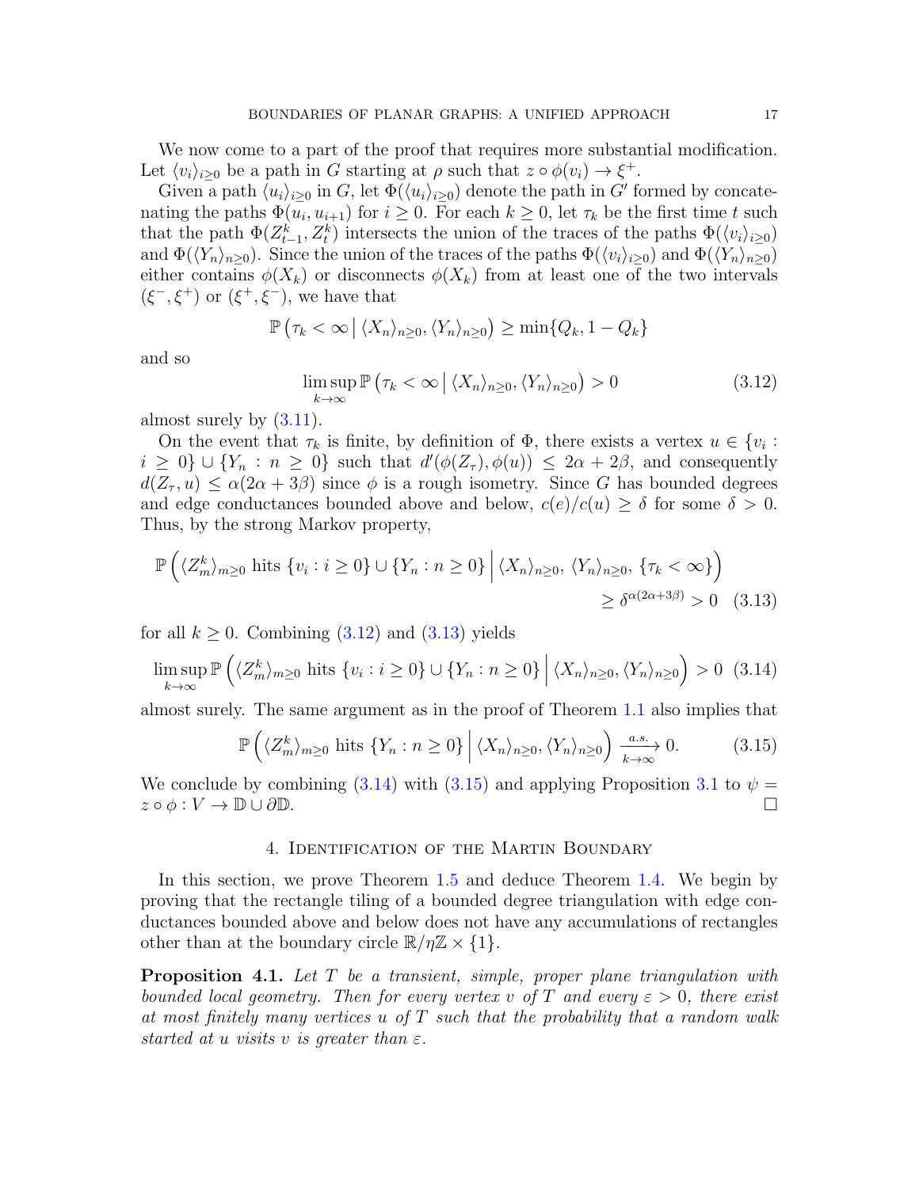We now come to a part of the proof that requires more substantial modification. Let $\langle v_i \rangle_{i\geq 0}$ be a path in $G$ starting at $\rho$ such that $z \circ \phi(v_i) \to \xi^+$.

Given a path $\langle u_i \rangle_{i\geq 0}$ in $G$, let $\Phi(\langle u_i \rangle_{i\geq 0})$ denote the path in $G'$ formed by concatenating the paths $\Phi(u_i, u_{i+1})$ for $i \geq 0$. For each $k \geq 0$, let $\tau_k$ be the first time $t$ such that the path $\Phi(Z^k_{t-1}, Z^k_t)$ intersects the union of the traces of the paths $\Phi(\langle v_i \rangle_{i\geq 0})$ and $\Phi(\langle Y_n \rangle_{n\geq 0})$. Since the union of the traces of the paths $\Phi(\langle v_i \rangle_{i\geq 0})$ and $\Phi(\langle Y_n \rangle_{n\geq 0})$ either contains $\phi(X_k)$ or disconnects $\phi(X_k)$ from at least one of the two intervals $(\xi^-, \xi^+)$ or $(\xi^+, \xi^-)$, we have that

$$\mathbb{P}\left(\tau_k < \infty \,\middle|\, \langle X_n \rangle_{n\geq 0}, \langle Y_n \rangle_{n\geq 0}\right) \geq \min\{Q_k, 1 - Q_k\}$$

and so

$$\limsup_{k\to\infty} \mathbb{P}\left(\tau_k < \infty \,\middle|\, \langle X_n \rangle_{n\geq 0}, \langle Y_n \rangle_{n\geq 0}\right) > 0 \tag{3.12}$$

almost surely by (3.11).

On the event that $\tau_k$ is finite, by definition of $\Phi$, there exists a vertex $u \in \{v_i : i \geq 0\} \cup \{Y_n : n \geq 0\}$ such that $d'(\phi(Z_\tau), \phi(u)) \leq 2\alpha + 2\beta$, and consequently $d(Z_\tau, u) \leq \alpha(2\alpha + 3\beta)$ since $\phi$ is a rough isometry. Since $G$ has bounded degrees and edge conductances bounded above and below, $c(e)/c(u) \geq \delta$ for some $\delta > 0$. Thus, by the strong Markov property,

$$\mathbb{P}\left(\langle Z^k_m \rangle_{m\geq 0} \text{ hits } \{v_i : i \geq 0\} \cup \{Y_n : n \geq 0\} \,\middle|\, \langle X_n \rangle_{n\geq 0},\, \langle Y_n \rangle_{n\geq 0},\, \{\tau_k < \infty\}\right) \geq \delta^{\alpha(2\alpha+3\beta)} > 0 \tag{3.13}$$

for all $k \geq 0$. Combining (3.12) and (3.13) yields

$$\limsup_{k\to\infty} \mathbb{P}\left(\langle Z^k_m \rangle_{m\geq 0} \text{ hits } \{v_i : i \geq 0\} \cup \{Y_n : n \geq 0\} \,\middle|\, \langle X_n \rangle_{n\geq 0}, \langle Y_n \rangle_{n\geq 0}\right) > 0 \tag{3.14}$$

almost surely. The same argument as in the proof of Theorem 1.1 also implies that

$$\mathbb{P}\left(\langle Z^k_m \rangle_{m\geq 0} \text{ hits } \{Y_n : n \geq 0\} \,\middle|\, \langle X_n \rangle_{n\geq 0}, \langle Y_n \rangle_{n\geq 0}\right) \xrightarrow[k\to\infty]{a.s.} 0. \tag{3.15}$$

We conclude by combining (3.14) with (3.15) and applying Proposition 3.1 to $\psi = z \circ \phi : V \to \mathbb{D} \cup \partial\mathbb{D}$. □

## 4. Identification of the Martin Boundary

In this section, we prove Theorem 1.5 and deduce Theorem 1.4. We begin by proving that the rectangle tiling of a bounded degree triangulation with edge conductances bounded above and below does not have any accumulations of rectangles other than at the boundary circle $\mathbb{R}/\eta\mathbb{Z} \times \{1\}$.

**Proposition 4.1.** *Let $T$ be a transient, simple, proper plane triangulation with bounded local geometry. Then for every vertex $v$ of $T$ and every $\varepsilon > 0$, there exist at most finitely many vertices $u$ of $T$ such that the probability that a random walk started at $u$ visits $v$ is greater than $\varepsilon$.*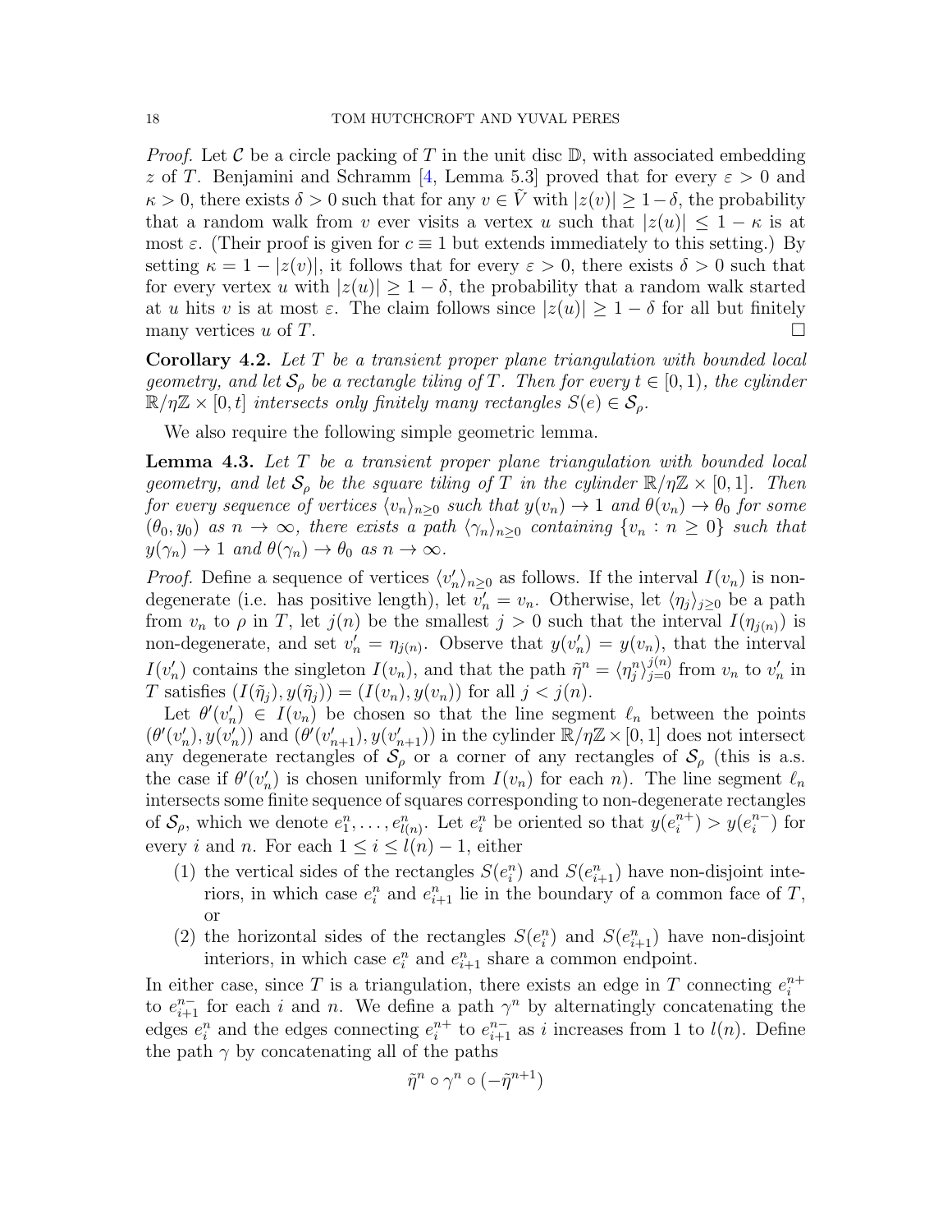*Proof.* Let $\mathcal{C}$ be a circle packing of $T$ in the unit disc $\mathbb{D}$, with associated embedding $z$ of $T$. Benjamini and Schramm [4, Lemma 5.3] proved that for every $\varepsilon > 0$ and $\kappa > 0$, there exists $\delta > 0$ such that for any $v \in \tilde{V}$ with $|z(v)| \geq 1-\delta$, the probability that a random walk from $v$ ever visits a vertex $u$ such that $|z(u)| \leq 1 - \kappa$ is at most $\varepsilon$. (Their proof is given for $c \equiv 1$ but extends immediately to this setting.) By setting $\kappa = 1 - |z(v)|$, it follows that for every $\varepsilon > 0$, there exists $\delta > 0$ such that for every vertex $u$ with $|z(u)| \geq 1 - \delta$, the probability that a random walk started at $u$ hits $v$ is at most $\varepsilon$. The claim follows since $|z(u)| \geq 1 - \delta$ for all but finitely many vertices $u$ of $T$. □

**Corollary 4.2.** *Let $T$ be a transient proper plane triangulation with bounded local geometry, and let $\mathcal{S}_\rho$ be a rectangle tiling of $T$. Then for every $t \in [0, 1)$, the cylinder $\mathbb{R}/\eta\mathbb{Z} \times [0, t]$ intersects only finitely many rectangles $S(e) \in \mathcal{S}_\rho$.*

We also require the following simple geometric lemma.

**Lemma 4.3.** *Let $T$ be a transient proper plane triangulation with bounded local geometry, and let $\mathcal{S}_\rho$ be the square tiling of $T$ in the cylinder $\mathbb{R}/\eta\mathbb{Z} \times [0, 1]$. Then for every sequence of vertices $\langle v_n \rangle_{n \geq 0}$ such that $y(v_n) \to 1$ and $\theta(v_n) \to \theta_0$ for some $(\theta_0, y_0)$ as $n \to \infty$, there exists a path $\langle \gamma_n \rangle_{n\geq 0}$ containing $\{v_n : n \geq 0\}$ such that $y(\gamma_n) \to 1$ and $\theta(\gamma_n) \to \theta_0$ as $n \to \infty$.*

*Proof.* Define a sequence of vertices $\langle v'_n \rangle_{n\geq 0}$ as follows. If the interval $I(v_n)$ is non-degenerate (i.e. has positive length), let $v'_n = v_n$. Otherwise, let $\langle \eta_j \rangle_{j\geq 0}$ be a path from $v_n$ to $\rho$ in $T$, let $j(n)$ be the smallest $j > 0$ such that the interval $I(\eta_{j(n)})$ is non-degenerate, and set $v'_n = \eta_{j(n)}$. Observe that $y(v'_n) = y(v_n)$, that the interval $I(v'_n)$ contains the singleton $I(v_n)$, and that the path $\tilde{\eta}^n = \langle \eta^n_j \rangle_{j=0}^{j(n)}$ from $v_n$ to $v'_n$ in $T$ satisfies $(I(\tilde{\eta}_j), y(\tilde{\eta}_j)) = (I(v_n), y(v_n))$ for all $j < j(n)$.

Let $\theta'(v'_n) \in I(v_n)$ be chosen so that the line segment $\ell_n$ between the points $(\theta'(v'_n), y(v'_n))$ and $(\theta'(v'_{n+1}), y(v'_{n+1}))$ in the cylinder $\mathbb{R}/\eta\mathbb{Z} \times [0, 1]$ does not intersect any degenerate rectangles of $\mathcal{S}_\rho$ or a corner of any rectangles of $\mathcal{S}_\rho$ (this is a.s. the case if $\theta'(v'_n)$ is chosen uniformly from $I(v_n)$ for each $n$). The line segment $\ell_n$ intersects some finite sequence of squares corresponding to non-degenerate rectangles of $\mathcal{S}_\rho$, which we denote $e^n_1, \ldots, e^n_{l(n)}$. Let $e^n_i$ be oriented so that $y(e^{n+}_i) > y(e^{n-}_i)$ for every $i$ and $n$. For each $1 \leq i \leq l(n) - 1$, either

1. the vertical sides of the rectangles $S(e^n_i)$ and $S(e^n_{i+1})$ have non-disjoint interiors, in which case $e^n_i$ and $e^n_{i+1}$ lie in the boundary of a common face of $T$, or
2. the horizontal sides of the rectangles $S(e^n_i)$ and $S(e^n_{i+1})$ have non-disjoint interiors, in which case $e^n_i$ and $e^n_{i+1}$ share a common endpoint.

In either case, since $T$ is a triangulation, there exists an edge in $T$ connecting $e^{n+}_i$ to $e^{n-}_{i+1}$ for each $i$ and $n$. We define a path $\gamma^n$ by alternatingly concatenating the edges $e^n_i$ and the edges connecting $e^{n+}_i$ to $e^{n-}_{i+1}$ as $i$ increases from 1 to $l(n)$. Define the path $\gamma$ by concatenating all of the paths

$$\tilde{\eta}^n \circ \gamma^n \circ (-\tilde{\eta}^{n+1})$$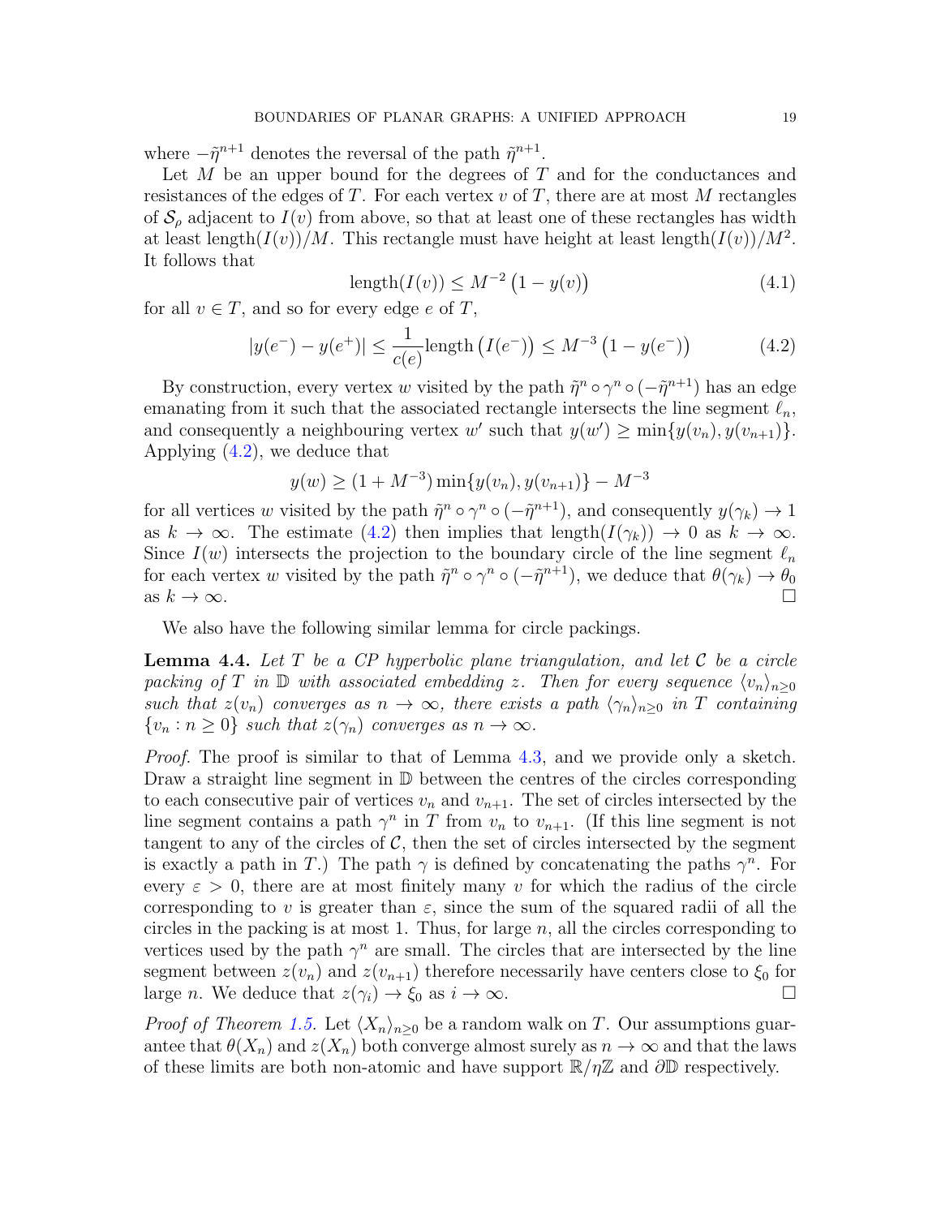where $-\tilde{\eta}^{n+1}$ denotes the reversal of the path $\tilde{\eta}^{n+1}$.

Let $M$ be an upper bound for the degrees of $T$ and for the conductances and resistances of the edges of $T$. For each vertex $v$ of $T$, there are at most $M$ rectangles of $\mathcal{S}_\rho$ adjacent to $I(v)$ from above, so that at least one of these rectangles has width at least $\text{length}(I(v))/M$. This rectangle must have height at least $\text{length}(I(v))/M^2$. It follows that

$$\text{length}(I(v)) \leq M^{-2}\left(1 - y(v)\right) \tag{4.1}$$

for all $v \in T$, and so for every edge $e$ of $T$,

$$|y(e^-) - y(e^+)| \leq \frac{1}{c(e)}\text{length}\left(I(e^-)\right) \leq M^{-3}\left(1 - y(e^-)\right) \tag{4.2}$$

By construction, every vertex $w$ visited by the path $\tilde{\eta}^n \circ \gamma^n \circ (-\tilde{\eta}^{n+1})$ has an edge emanating from it such that the associated rectangle intersects the line segment $\ell_n$, and consequently a neighbouring vertex $w'$ such that $y(w') \geq \min\{y(v_n), y(v_{n+1})\}$. Applying (4.2), we deduce that

$$y(w) \geq (1 + M^{-3})\min\{y(v_n), y(v_{n+1})\} - M^{-3}$$

for all vertices $w$ visited by the path $\tilde{\eta}^n \circ \gamma^n \circ (-\tilde{\eta}^{n+1})$, and consequently $y(\gamma_k) \to 1$ as $k \to \infty$. The estimate (4.2) then implies that $\text{length}(I(\gamma_k)) \to 0$ as $k \to \infty$. Since $I(w)$ intersects the projection to the boundary circle of the line segment $\ell_n$ for each vertex $w$ visited by the path $\tilde{\eta}^n \circ \gamma^n \circ (-\tilde{\eta}^{n+1})$, we deduce that $\theta(\gamma_k) \to \theta_0$ as $k \to \infty$. □

We also have the following similar lemma for circle packings.

**Lemma 4.4.** *Let $T$ be a CP hyperbolic plane triangulation, and let $\mathcal{C}$ be a circle packing of $T$ in $\mathbb{D}$ with associated embedding $z$. Then for every sequence $\langle v_n \rangle_{n \geq 0}$ such that $z(v_n)$ converges as $n \to \infty$, there exists a path $\langle \gamma_n \rangle_{n \geq 0}$ in $T$ containing $\{v_n : n \geq 0\}$ such that $z(\gamma_n)$ converges as $n \to \infty$.*

*Proof.* The proof is similar to that of Lemma 4.3, and we provide only a sketch. Draw a straight line segment in $\mathbb{D}$ between the centres of the circles corresponding to each consecutive pair of vertices $v_n$ and $v_{n+1}$. The set of circles intersected by the line segment contains a path $\gamma^n$ in $T$ from $v_n$ to $v_{n+1}$. (If this line segment is not tangent to any of the circles of $\mathcal{C}$, then the set of circles intersected by the segment is exactly a path in $T$.) The path $\gamma$ is defined by concatenating the paths $\gamma^n$. For every $\varepsilon > 0$, there are at most finitely many $v$ for which the radius of the circle corresponding to $v$ is greater than $\varepsilon$, since the sum of the squared radii of all the circles in the packing is at most 1. Thus, for large $n$, all the circles corresponding to vertices used by the path $\gamma^n$ are small. The circles that are intersected by the line segment between $z(v_n)$ and $z(v_{n+1})$ therefore necessarily have centers close to $\xi_0$ for large $n$. We deduce that $z(\gamma_i) \to \xi_0$ as $i \to \infty$. □

*Proof of Theorem 1.5.* Let $\langle X_n \rangle_{n \geq 0}$ be a random walk on $T$. Our assumptions guarantee that $\theta(X_n)$ and $z(X_n)$ both converge almost surely as $n \to \infty$ and that the laws of these limits are both non-atomic and have support $\mathbb{R}/\eta\mathbb{Z}$ and $\partial\mathbb{D}$ respectively.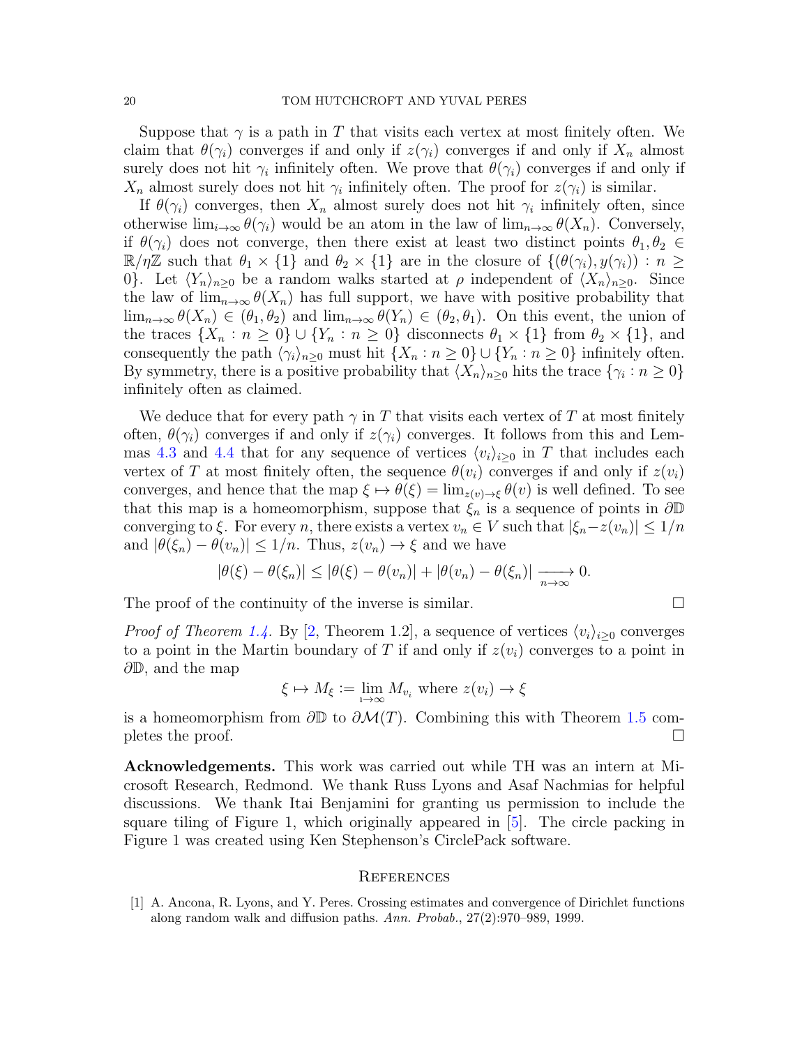Suppose that $\gamma$ is a path in $T$ that visits each vertex at most finitely often. We claim that $\theta(\gamma_i)$ converges if and only if $z(\gamma_i)$ converges if and only if $X_n$ almost surely does not hit $\gamma_i$ infinitely often. We prove that $\theta(\gamma_i)$ converges if and only if $X_n$ almost surely does not hit $\gamma_i$ infinitely often. The proof for $z(\gamma_i)$ is similar.

If $\theta(\gamma_i)$ converges, then $X_n$ almost surely does not hit $\gamma_i$ infinitely often, since otherwise $\lim_{i\to\infty}\theta(\gamma_i)$ would be an atom in the law of $\lim_{n\to\infty}\theta(X_n)$. Conversely, if $\theta(\gamma_i)$ does not converge, then there exist at least two distinct points $\theta_1, \theta_2 \in \mathbb{R}/\eta\mathbb{Z}$ such that $\theta_1 \times \{1\}$ and $\theta_2 \times \{1\}$ are in the closure of $\{(\theta(\gamma_i), y(\gamma_i)) : n \geq 0\}$. Let $\langle Y_n\rangle_{n\geq 0}$ be a random walks started at $\rho$ independent of $\langle X_n\rangle_{n\geq 0}$. Since the law of $\lim_{n\to\infty}\theta(X_n)$ has full support, we have with positive probability that $\lim_{n\to\infty}\theta(X_n) \in (\theta_1, \theta_2)$ and $\lim_{n\to\infty}\theta(Y_n) \in (\theta_2, \theta_1)$. On this event, the union of the traces $\{X_n : n \geq 0\} \cup \{Y_n : n \geq 0\}$ disconnects $\theta_1 \times \{1\}$ from $\theta_2 \times \{1\}$, and consequently the path $\langle\gamma_i\rangle_{n\geq 0}$ must hit $\{X_n : n \geq 0\} \cup \{Y_n : n \geq 0\}$ infinitely often. By symmetry, there is a positive probability that $\langle X_n\rangle_{n\geq 0}$ hits the trace $\{\gamma_i : n \geq 0\}$ infinitely often as claimed.

We deduce that for every path $\gamma$ in $T$ that visits each vertex of $T$ at most finitely often, $\theta(\gamma_i)$ converges if and only if $z(\gamma_i)$ converges. It follows from this and Lemmas 4.3 and 4.4 that for any sequence of vertices $\langle v_i\rangle_{i\geq 0}$ in $T$ that includes each vertex of $T$ at most finitely often, the sequence $\theta(v_i)$ converges if and only if $z(v_i)$ converges, and hence that the map $\xi \mapsto \theta(\xi) = \lim_{z(v)\to\xi}\theta(v)$ is well defined. To see that this map is a homeomorphism, suppose that $\xi_n$ is a sequence of points in $\partial\mathbb{D}$ converging to $\xi$. For every $n$, there exists a vertex $v_n \in V$ such that $|\xi_n - z(v_n)| \leq 1/n$ and $|\theta(\xi_n) - \theta(v_n)| \leq 1/n$. Thus, $z(v_n) \to \xi$ and we have

$$|\theta(\xi) - \theta(\xi_n)| \leq |\theta(\xi) - \theta(v_n)| + |\theta(v_n) - \theta(\xi_n)| \xrightarrow[n\to\infty]{} 0.$$

The proof of the continuity of the inverse is similar. □

*Proof of Theorem 1.4.* By [2, Theorem 1.2], a sequence of vertices $\langle v_i\rangle_{i\geq 0}$ converges to a point in the Martin boundary of $T$ if and only if $z(v_i)$ converges to a point in $\partial\mathbb{D}$, and the map

$$\xi \mapsto M_\xi := \lim_{i\to\infty} M_{v_i} \text{ where } z(v_i) \to \xi$$

is a homeomorphism from $\partial\mathbb{D}$ to $\partial\mathcal{M}(T)$. Combining this with Theorem 1.5 completes the proof. □

**Acknowledgements.** This work was carried out while TH was an intern at Microsoft Research, Redmond. We thank Russ Lyons and Asaf Nachmias for helpful discussions. We thank Itai Benjamini for granting us permission to include the square tiling of Figure 1, which originally appeared in [5]. The circle packing in Figure 1 was created using Ken Stephenson's CirclePack software.

## References

[1] A. Ancona, R. Lyons, and Y. Peres. Crossing estimates and convergence of Dirichlet functions along random walk and diffusion paths. *Ann. Probab.*, 27(2):970–989, 1999.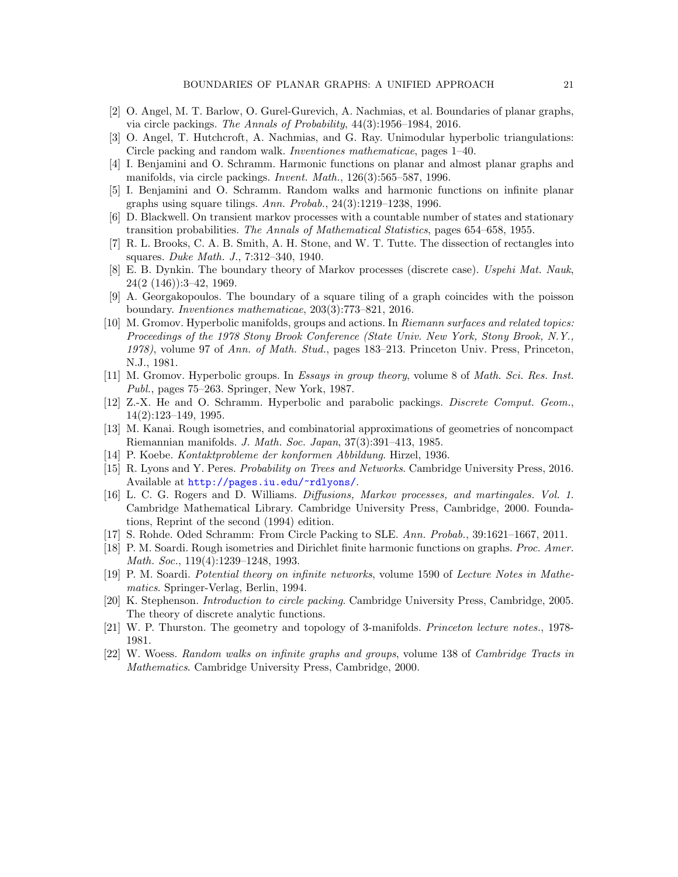[2] O. Angel, M. T. Barlow, O. Gurel-Gurevich, A. Nachmias, et al. Boundaries of planar graphs, via circle packings. *The Annals of Probability*, 44(3):1956–1984, 2016.

[3] O. Angel, T. Hutchcroft, A. Nachmias, and G. Ray. Unimodular hyperbolic triangulations: Circle packing and random walk. *Inventiones mathematicae*, pages 1–40.

[4] I. Benjamini and O. Schramm. Harmonic functions on planar and almost planar graphs and manifolds, via circle packings. *Invent. Math.*, 126(3):565–587, 1996.

[5] I. Benjamini and O. Schramm. Random walks and harmonic functions on infinite planar graphs using square tilings. *Ann. Probab.*, 24(3):1219–1238, 1996.

[6] D. Blackwell. On transient markov processes with a countable number of states and stationary transition probabilities. *The Annals of Mathematical Statistics*, pages 654–658, 1955.

[7] R. L. Brooks, C. A. B. Smith, A. H. Stone, and W. T. Tutte. The dissection of rectangles into squares. *Duke Math. J.*, 7:312–340, 1940.

[8] E. B. Dynkin. The boundary theory of Markov processes (discrete case). *Uspehi Mat. Nauk*, 24(2 (146)):3–42, 1969.

[9] A. Georgakopoulos. The boundary of a square tiling of a graph coincides with the poisson boundary. *Inventiones mathematicae*, 203(3):773–821, 2016.

[10] M. Gromov. Hyperbolic manifolds, groups and actions. In *Riemann surfaces and related topics: Proceedings of the 1978 Stony Brook Conference (State Univ. New York, Stony Brook, N.Y., 1978)*, volume 97 of *Ann. of Math. Stud.*, pages 183–213. Princeton Univ. Press, Princeton, N.J., 1981.

[11] M. Gromov. Hyperbolic groups. In *Essays in group theory*, volume 8 of *Math. Sci. Res. Inst. Publ.*, pages 75–263. Springer, New York, 1987.

[12] Z.-X. He and O. Schramm. Hyperbolic and parabolic packings. *Discrete Comput. Geom.*, 14(2):123–149, 1995.

[13] M. Kanai. Rough isometries, and combinatorial approximations of geometries of noncompact Riemannian manifolds. *J. Math. Soc. Japan*, 37(3):391–413, 1985.

[14] P. Koebe. *Kontaktprobleme der konformen Abbildung*. Hirzel, 1936.

[15] R. Lyons and Y. Peres. *Probability on Trees and Networks*. Cambridge University Press, 2016. Available at http://pages.iu.edu/~rdlyons/.

[16] L. C. G. Rogers and D. Williams. *Diffusions, Markov processes, and martingales. Vol. 1*. Cambridge Mathematical Library. Cambridge University Press, Cambridge, 2000. Foundations, Reprint of the second (1994) edition.

[17] S. Rohde. Oded Schramm: From Circle Packing to SLE. *Ann. Probab.*, 39:1621–1667, 2011.

[18] P. M. Soardi. Rough isometries and Dirichlet finite harmonic functions on graphs. *Proc. Amer. Math. Soc.*, 119(4):1239–1248, 1993.

[19] P. M. Soardi. *Potential theory on infinite networks*, volume 1590 of *Lecture Notes in Mathematics*. Springer-Verlag, Berlin, 1994.

[20] K. Stephenson. *Introduction to circle packing*. Cambridge University Press, Cambridge, 2005. The theory of discrete analytic functions.

[21] W. P. Thurston. The geometry and topology of 3-manifolds. *Princeton lecture notes.*, 1978-1981.

[22] W. Woess. *Random walks on infinite graphs and groups*, volume 138 of *Cambridge Tracts in Mathematics*. Cambridge University Press, Cambridge, 2000.